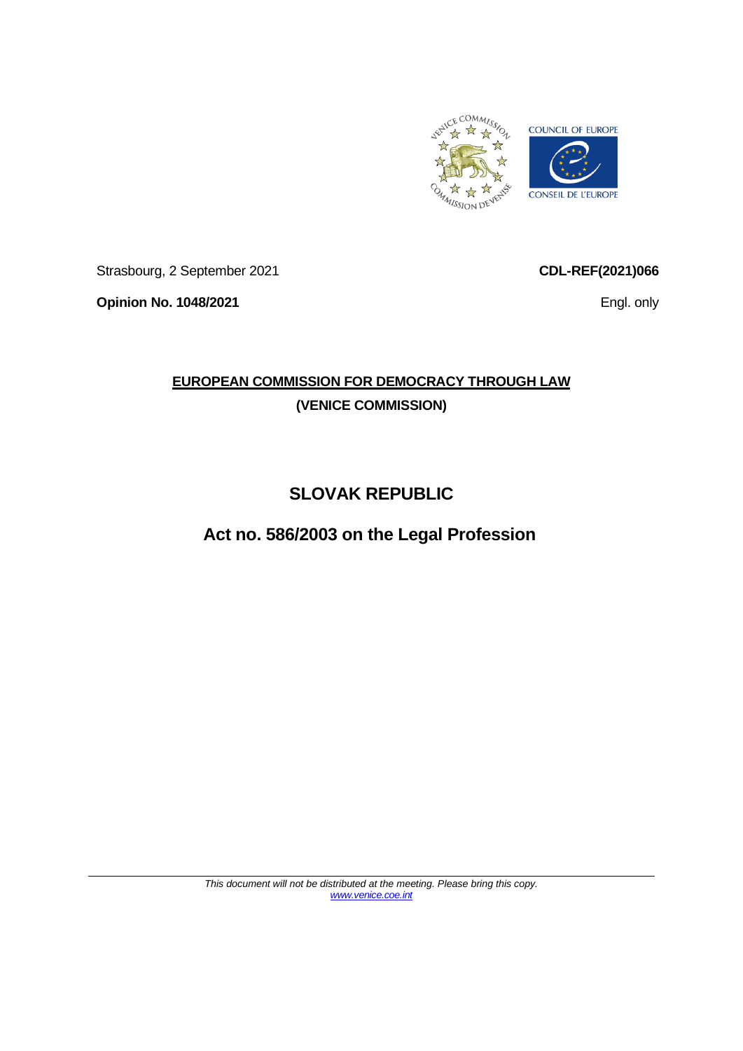Strasbourg, 2 September 2021

**CDL-REF(2021)066**

**Opinion No. 1048/2021**

Engl. only

**EUROPEAN COMMISSION FOR DEMOCRACY THROUGH LAW**

**(VENICE COMMISSION)**

# SLOVAK REPUBLIC

## Act no. 586/2003 on the Legal Profession

*This document will not be distributed at the meeting. Please bring this copy.*
*www.venice.coe.int*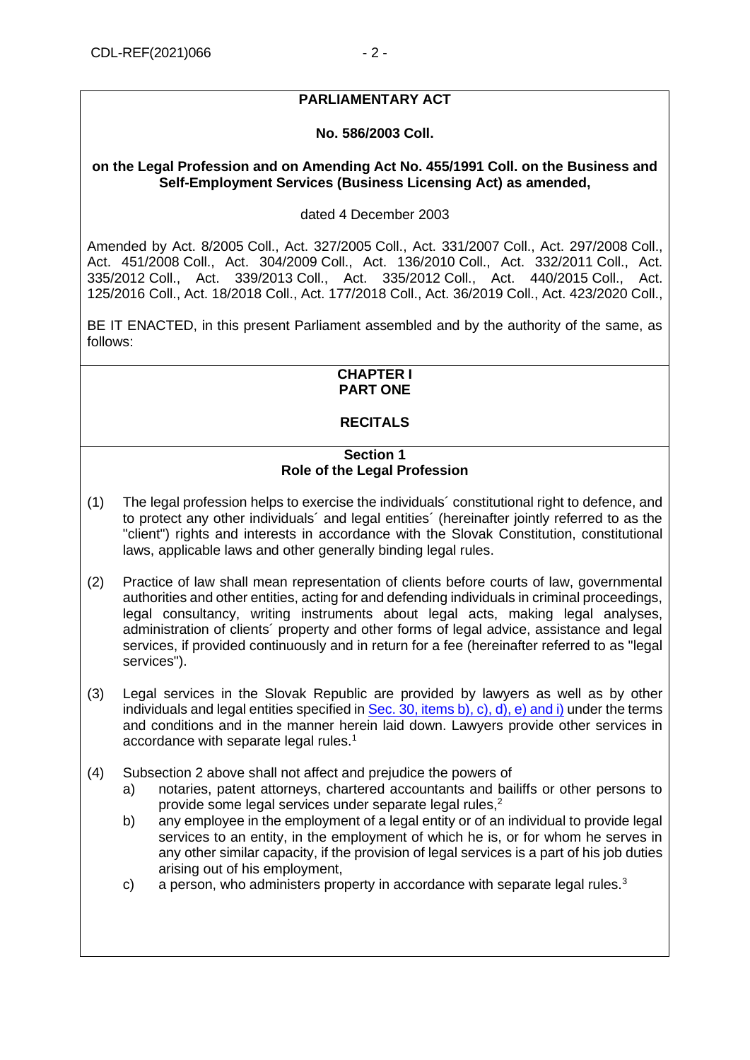**PARLIAMENTARY ACT**

**No. 586/2003 Coll.**

**on the Legal Profession and on Amending Act No. 455/1991 Coll. on the Business and Self-Employment Services (Business Licensing Act) as amended,**

dated 4 December 2003

Amended by Act. 8/2005 Coll., Act. 327/2005 Coll., Act. 331/2007 Coll., Act. 297/2008 Coll., Act. 451/2008 Coll., Act. 304/2009 Coll., Act. 136/2010 Coll., Act. 332/2011 Coll., Act. 335/2012 Coll., Act. 339/2013 Coll., Act. 335/2012 Coll., Act. 440/2015 Coll., Act. 125/2016 Coll., Act. 18/2018 Coll., Act. 177/2018 Coll., Act. 36/2019 Coll., Act. 423/2020 Coll.,

BE IT ENACTED, in this present Parliament assembled and by the authority of the same, as follows:

## CHAPTER I
## PART ONE

## RECITALS

### Section 1
### Role of the Legal Profession

(1) The legal profession helps to exercise the individuals´ constitutional right to defence, and to protect any other individuals´ and legal entities´ (hereinafter jointly referred to as the "client") rights and interests in accordance with the Slovak Constitution, constitutional laws, applicable laws and other generally binding legal rules.

(2) Practice of law shall mean representation of clients before courts of law, governmental authorities and other entities, acting for and defending individuals in criminal proceedings, legal consultancy, writing instruments about legal acts, making legal analyses, administration of clients´ property and other forms of legal advice, assistance and legal services, if provided continuously and in return for a fee (hereinafter referred to as "legal services").

(3) Legal services in the Slovak Republic are provided by lawyers as well as by other individuals and legal entities specified in Sec. 30, items b), c), d), e) and i) under the terms and conditions and in the manner herein laid down. Lawyers provide other services in accordance with separate legal rules.[1]

(4) Subsection 2 above shall not affect and prejudice the powers of
   a) notaries, patent attorneys, chartered accountants and bailiffs or other persons to provide some legal services under separate legal rules,[2]
   b) any employee in the employment of a legal entity or of an individual to provide legal services to an entity, in the employment of which he is, or for whom he serves in any other similar capacity, if the provision of legal services is a part of his job duties arising out of his employment,
   c) a person, who administers property in accordance with separate legal rules.[3]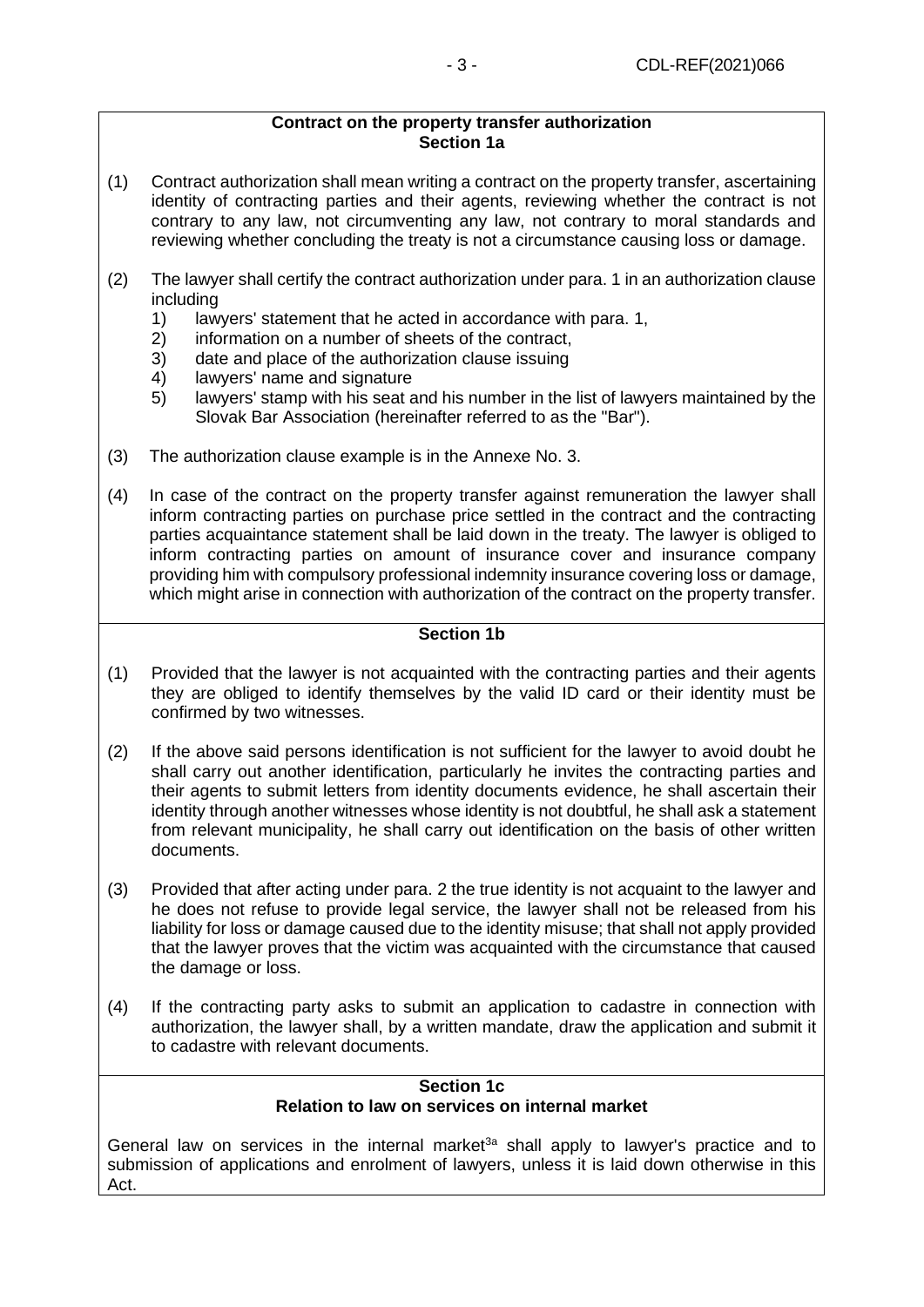### Contract on the property transfer authorization
### Section 1a

(1) Contract authorization shall mean writing a contract on the property transfer, ascertaining identity of contracting parties and their agents, reviewing whether the contract is not contrary to any law, not circumventing any law, not contrary to moral standards and reviewing whether concluding the treaty is not a circumstance causing loss or damage.

(2) The lawyer shall certify the contract authorization under para. 1 in an authorization clause including
   1) lawyers' statement that he acted in accordance with para. 1,
   2) information on a number of sheets of the contract,
   3) date and place of the authorization clause issuing
   4) lawyers' name and signature
   5) lawyers' stamp with his seat and his number in the list of lawyers maintained by the Slovak Bar Association (hereinafter referred to as the "Bar").

(3) The authorization clause example is in the Annexe No. 3.

(4) In case of the contract on the property transfer against remuneration the lawyer shall inform contracting parties on purchase price settled in the contract and the contracting parties acquaintance statement shall be laid down in the treaty. The lawyer is obliged to inform contracting parties on amount of insurance cover and insurance company providing him with compulsory professional indemnity insurance covering loss or damage, which might arise in connection with authorization of the contract on the property transfer.

### Section 1b

(1) Provided that the lawyer is not acquainted with the contracting parties and their agents they are obliged to identify themselves by the valid ID card or their identity must be confirmed by two witnesses.

(2) If the above said persons identification is not sufficient for the lawyer to avoid doubt he shall carry out another identification, particularly he invites the contracting parties and their agents to submit letters from identity documents evidence, he shall ascertain their identity through another witnesses whose identity is not doubtful, he shall ask a statement from relevant municipality, he shall carry out identification on the basis of other written documents.

(3) Provided that after acting under para. 2 the true identity is not acquaint to the lawyer and he does not refuse to provide legal service, the lawyer shall not be released from his liability for loss or damage caused due to the identity misuse; that shall not apply provided that the lawyer proves that the victim was acquainted with the circumstance that caused the damage or loss.

(4) If the contracting party asks to submit an application to cadastre in connection with authorization, the lawyer shall, by a written mandate, draw the application and submit it to cadastre with relevant documents.

### Section 1c
### Relation to law on services on internal market

General law on services in the internal market[3a] shall apply to lawyer's practice and to submission of applications and enrolment of lawyers, unless it is laid down otherwise in this Act.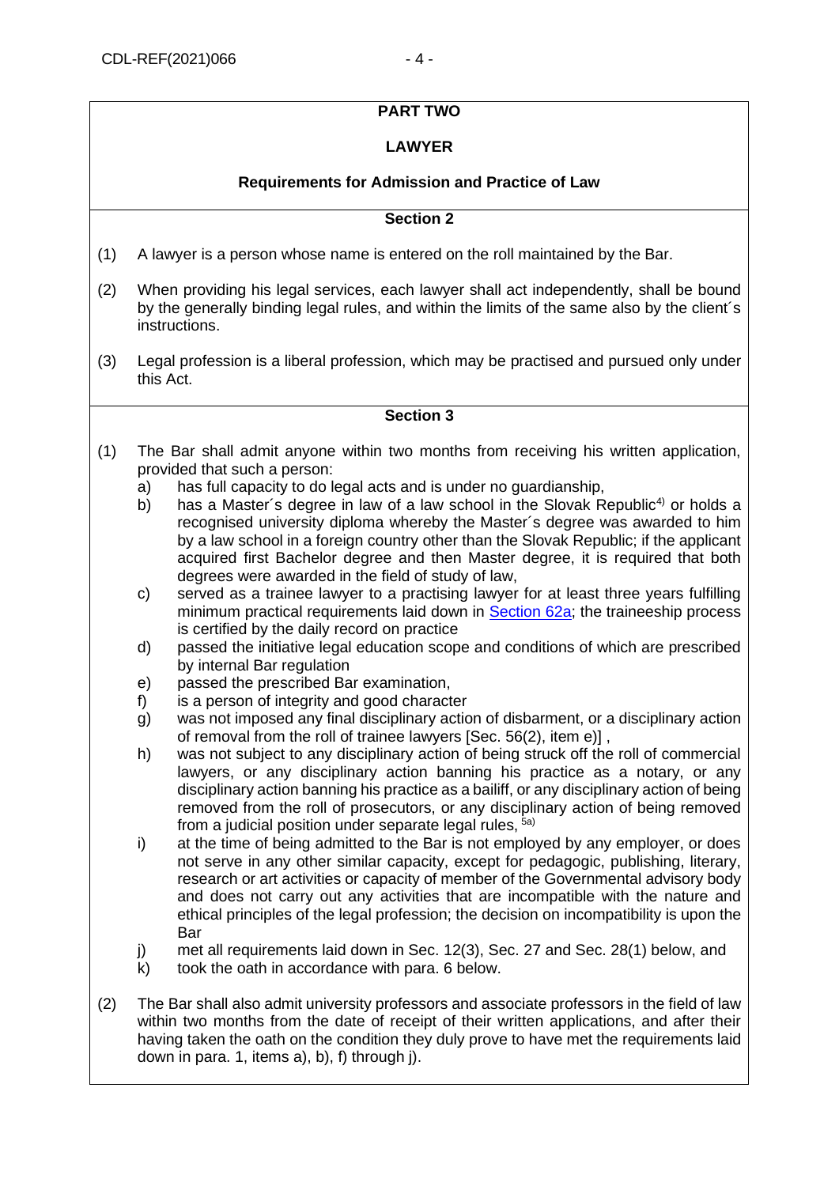# PART TWO

## LAWYER

### Requirements for Admission and Practice of Law

#### Section 2

(1) A lawyer is a person whose name is entered on the roll maintained by the Bar.

(2) When providing his legal services, each lawyer shall act independently, shall be bound by the generally binding legal rules, and within the limits of the same also by the client´s instructions.

(3) Legal profession is a liberal profession, which may be practised and pursued only under this Act.

#### Section 3

(1) The Bar shall admit anyone within two months from receiving his written application, provided that such a person:

a) has full capacity to do legal acts and is under no guardianship,

b) has a Master´s degree in law of a law school in the Slovak Republic[4)] or holds a recognised university diploma whereby the Master´s degree was awarded to him by a law school in a foreign country other than the Slovak Republic; if the applicant acquired first Bachelor degree and then Master degree, it is required that both degrees were awarded in the field of study of law,

c) served as a trainee lawyer to a practising lawyer for at least three years fulfilling minimum practical requirements laid down in Section 62a; the traineeship process is certified by the daily record on practice

d) passed the initiative legal education scope and conditions of which are prescribed by internal Bar regulation

e) passed the prescribed Bar examination,

f) is a person of integrity and good character

g) was not imposed any final disciplinary action of disbarment, or a disciplinary action of removal from the roll of trainee lawyers [Sec. 56(2), item e)] ,

h) was not subject to any disciplinary action of being struck off the roll of commercial lawyers, or any disciplinary action banning his practice as a notary, or any disciplinary action banning his practice as a bailiff, or any disciplinary action of being removed from the roll of prosecutors, or any disciplinary action of being removed from a judicial position under separate legal rules, [5a)]

i) at the time of being admitted to the Bar is not employed by any employer, or does not serve in any other similar capacity, except for pedagogic, publishing, literary, research or art activities or capacity of member of the Governmental advisory body and does not carry out any activities that are incompatible with the nature and ethical principles of the legal profession; the decision on incompatibility is upon the Bar

j) met all requirements laid down in Sec. 12(3), Sec. 27 and Sec. 28(1) below, and

k) took the oath in accordance with para. 6 below.

(2) The Bar shall also admit university professors and associate professors in the field of law within two months from the date of receipt of their written applications, and after their having taken the oath on the condition they duly prove to have met the requirements laid down in para. 1, items a), b), f) through j).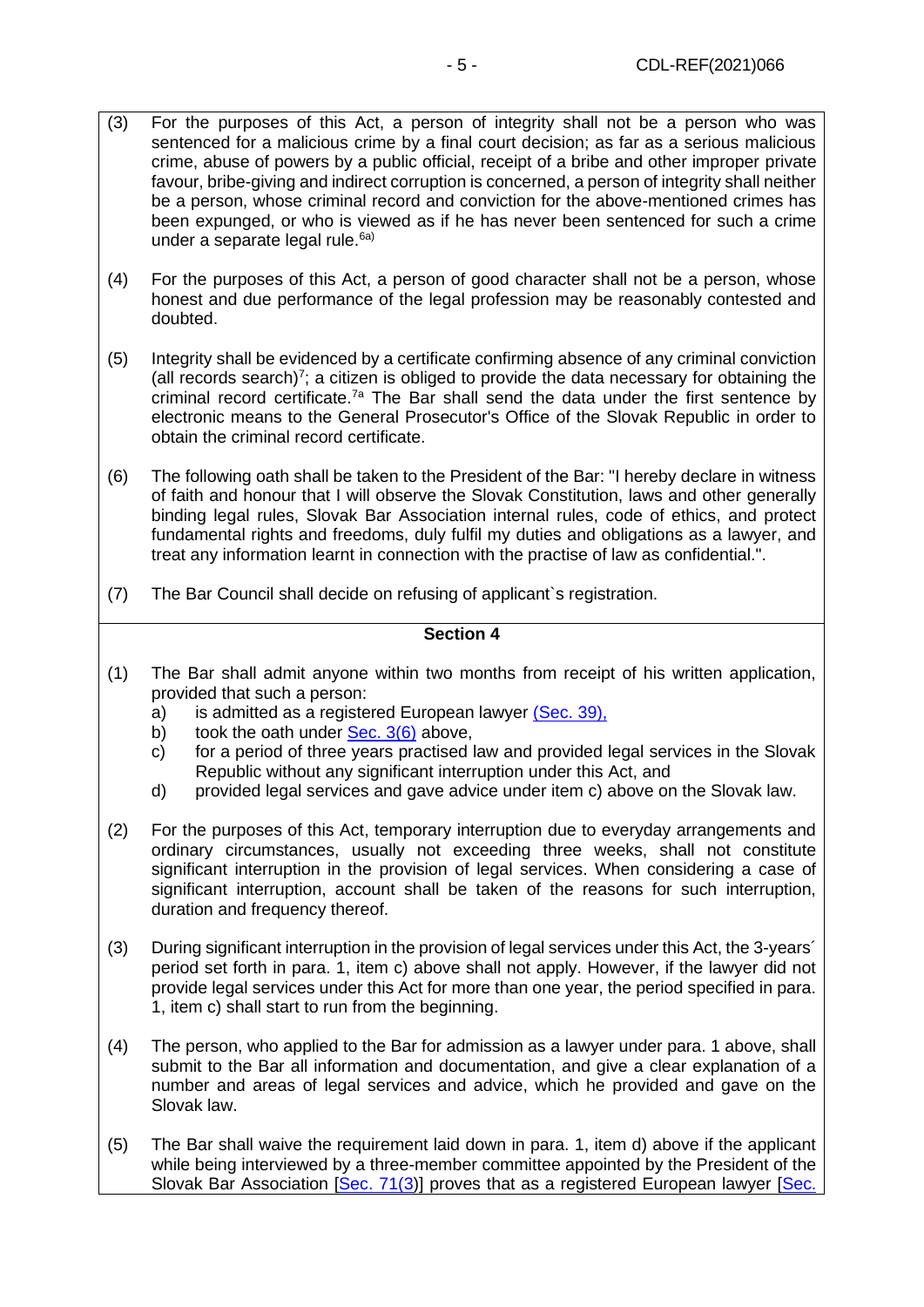(3) For the purposes of this Act, a person of integrity shall not be a person who was sentenced for a malicious crime by a final court decision; as far as a serious malicious crime, abuse of powers by a public official, receipt of a bribe and other improper private favour, bribe-giving and indirect corruption is concerned, a person of integrity shall neither be a person, whose criminal record and conviction for the above-mentioned crimes has been expunged, or who is viewed as if he has never been sentenced for such a crime under a separate legal rule.[6a)]

(4) For the purposes of this Act, a person of good character shall not be a person, whose honest and due performance of the legal profession may be reasonably contested and doubted.

(5) Integrity shall be evidenced by a certificate confirming absence of any criminal conviction (all records search)[7]; a citizen is obliged to provide the data necessary for obtaining the criminal record certificate.[7a] The Bar shall send the data under the first sentence by electronic means to the General Prosecutor's Office of the Slovak Republic in order to obtain the criminal record certificate.

(6) The following oath shall be taken to the President of the Bar: "I hereby declare in witness of faith and honour that I will observe the Slovak Constitution, laws and other generally binding legal rules, Slovak Bar Association internal rules, code of ethics, and protect fundamental rights and freedoms, duly fulfil my duties and obligations as a lawyer, and treat any information learnt in connection with the practise of law as confidential.".

(7) The Bar Council shall decide on refusing of applicant`s registration.

**Section 4**

(1) The Bar shall admit anyone within two months from receipt of his written application, provided that such a person:
   a) is admitted as a registered European lawyer (Sec. 39),
   b) took the oath under Sec. 3(6) above,
   c) for a period of three years practised law and provided legal services in the Slovak Republic without any significant interruption under this Act, and
   d) provided legal services and gave advice under item c) above on the Slovak law.

(2) For the purposes of this Act, temporary interruption due to everyday arrangements and ordinary circumstances, usually not exceeding three weeks, shall not constitute significant interruption in the provision of legal services. When considering a case of significant interruption, account shall be taken of the reasons for such interruption, duration and frequency thereof.

(3) During significant interruption in the provision of legal services under this Act, the 3-years´ period set forth in para. 1, item c) above shall not apply. However, if the lawyer did not provide legal services under this Act for more than one year, the period specified in para. 1, item c) shall start to run from the beginning.

(4) The person, who applied to the Bar for admission as a lawyer under para. 1 above, shall submit to the Bar all information and documentation, and give a clear explanation of a number and areas of legal services and advice, which he provided and gave on the Slovak law.

(5) The Bar shall waive the requirement laid down in para. 1, item d) above if the applicant while being interviewed by a three-member committee appointed by the President of the Slovak Bar Association [Sec. 71(3)] proves that as a registered European lawyer [Sec.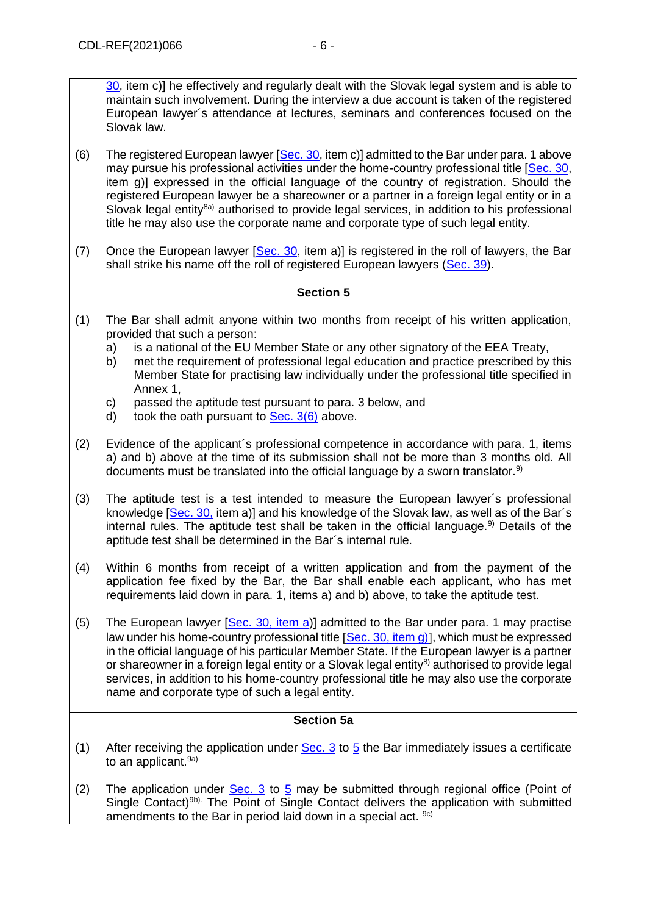30, item c)] he effectively and regularly dealt with the Slovak legal system and is able to maintain such involvement. During the interview a due account is taken of the registered European lawyer´s attendance at lectures, seminars and conferences focused on the Slovak law.

(6) The registered European lawyer [Sec. 30, item c)] admitted to the Bar under para. 1 above may pursue his professional activities under the home-country professional title [Sec. 30, item g)] expressed in the official language of the country of registration. Should the registered European lawyer be a shareowner or a partner in a foreign legal entity or in a Slovak legal entity[8a)] authorised to provide legal services, in addition to his professional title he may also use the corporate name and corporate type of such legal entity.

(7) Once the European lawyer [Sec. 30, item a)] is registered in the roll of lawyers, the Bar shall strike his name off the roll of registered European lawyers (Sec. 39).

## Section 5

(1) The Bar shall admit anyone within two months from receipt of his written application, provided that such a person:
   a) is a national of the EU Member State or any other signatory of the EEA Treaty,
   b) met the requirement of professional legal education and practice prescribed by this Member State for practising law individually under the professional title specified in Annex 1,
   c) passed the aptitude test pursuant to para. 3 below, and
   d) took the oath pursuant to Sec. 3(6) above.

(2) Evidence of the applicant´s professional competence in accordance with para. 1, items a) and b) above at the time of its submission shall not be more than 3 months old. All documents must be translated into the official language by a sworn translator.[9)]

(3) The aptitude test is a test intended to measure the European lawyer´s professional knowledge [Sec. 30, item a)] and his knowledge of the Slovak law, as well as of the Bar´s internal rules. The aptitude test shall be taken in the official language.[9)] Details of the aptitude test shall be determined in the Bar´s internal rule.

(4) Within 6 months from receipt of a written application and from the payment of the application fee fixed by the Bar, the Bar shall enable each applicant, who has met requirements laid down in para. 1, items a) and b) above, to take the aptitude test.

(5) The European lawyer [Sec. 30, item a)] admitted to the Bar under para. 1 may practise law under his home-country professional title [Sec. 30, item g)], which must be expressed in the official language of his particular Member State. If the European lawyer is a partner or shareowner in a foreign legal entity or a Slovak legal entity[8)] authorised to provide legal services, in addition to his home-country professional title he may also use the corporate name and corporate type of such a legal entity.

## Section 5a

(1) After receiving the application under Sec. 3 to 5 the Bar immediately issues a certificate to an applicant.[9a)]

(2) The application under Sec. 3 to 5 may be submitted through regional office (Point of Single Contact)[9b)]. The Point of Single Contact delivers the application with submitted amendments to the Bar in period laid down in a special act. [9c)]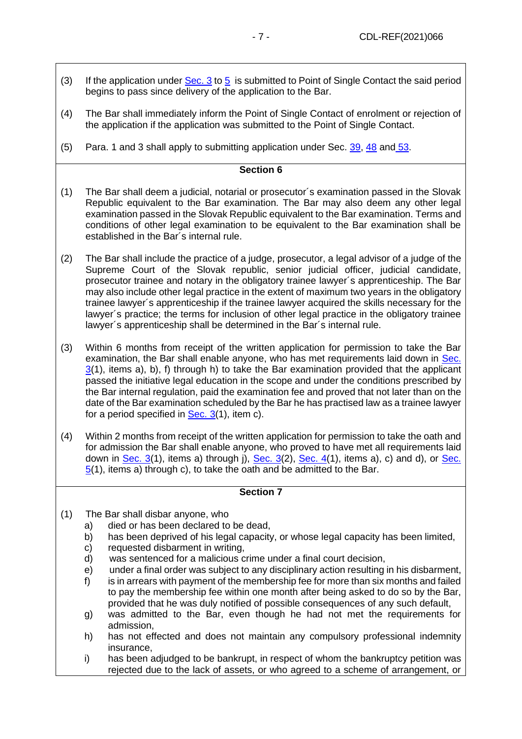(3) If the application under Sec. 3 to 5 is submitted to Point of Single Contact the said period begins to pass since delivery of the application to the Bar.

(4) The Bar shall immediately inform the Point of Single Contact of enrolment or rejection of the application if the application was submitted to the Point of Single Contact.

(5) Para. 1 and 3 shall apply to submitting application under Sec. 39, 48 and 53.

**Section 6**

(1) The Bar shall deem a judicial, notarial or prosecutor´s examination passed in the Slovak Republic equivalent to the Bar examination. The Bar may also deem any other legal examination passed in the Slovak Republic equivalent to the Bar examination. Terms and conditions of other legal examination to be equivalent to the Bar examination shall be established in the Bar´s internal rule.

(2) The Bar shall include the practice of a judge, prosecutor, a legal advisor of a judge of the Supreme Court of the Slovak republic, senior judicial officer, judicial candidate, prosecutor trainee and notary in the obligatory trainee lawyer´s apprenticeship. The Bar may also include other legal practice in the extent of maximum two years in the obligatory trainee lawyer´s apprenticeship if the trainee lawyer acquired the skills necessary for the lawyer´s practice; the terms for inclusion of other legal practice in the obligatory trainee lawyer´s apprenticeship shall be determined in the Bar´s internal rule.

(3) Within 6 months from receipt of the written application for permission to take the Bar examination, the Bar shall enable anyone, who has met requirements laid down in Sec. 3(1), items a), b), f) through h) to take the Bar examination provided that the applicant passed the initiative legal education in the scope and under the conditions prescribed by the Bar internal regulation, paid the examination fee and proved that not later than on the date of the Bar examination scheduled by the Bar he has practised law as a trainee lawyer for a period specified in Sec. 3(1), item c).

(4) Within 2 months from receipt of the written application for permission to take the oath and for admission the Bar shall enable anyone, who proved to have met all requirements laid down in Sec. 3(1), items a) through j), Sec. 3(2), Sec. 4(1), items a), c) and d), or Sec. 5(1), items a) through c), to take the oath and be admitted to the Bar.

**Section 7**

(1) The Bar shall disbar anyone, who
   a) died or has been declared to be dead,
   b) has been deprived of his legal capacity, or whose legal capacity has been limited,
   c) requested disbarment in writing,
   d) was sentenced for a malicious crime under a final court decision,
   e) under a final order was subject to any disciplinary action resulting in his disbarment,
   f) is in arrears with payment of the membership fee for more than six months and failed to pay the membership fee within one month after being asked to do so by the Bar, provided that he was duly notified of possible consequences of any such default,
   g) was admitted to the Bar, even though he had not met the requirements for admission,
   h) has not effected and does not maintain any compulsory professional indemnity insurance,
   i) has been adjudged to be bankrupt, in respect of whom the bankruptcy petition was rejected due to the lack of assets, or who agreed to a scheme of arrangement, or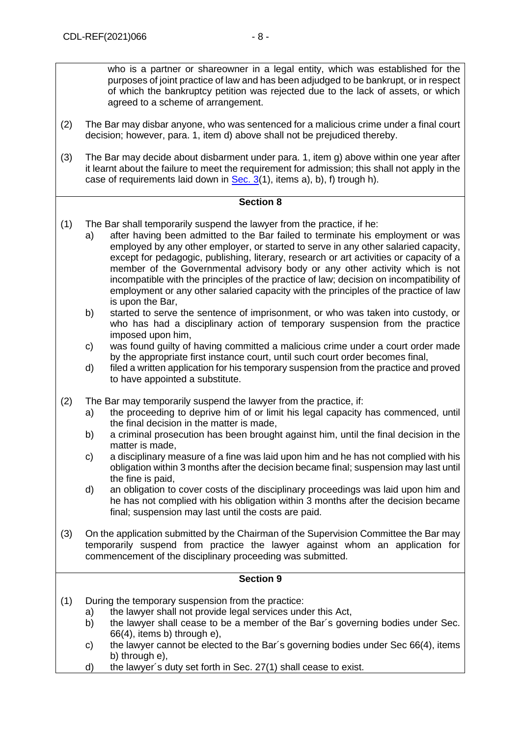who is a partner or shareowner in a legal entity, which was established for the purposes of joint practice of law and has been adjudged to be bankrupt, or in respect of which the bankruptcy petition was rejected due to the lack of assets, or which agreed to a scheme of arrangement.

(2) The Bar may disbar anyone, who was sentenced for a malicious crime under a final court decision; however, para. 1, item d) above shall not be prejudiced thereby.

(3) The Bar may decide about disbarment under para. 1, item g) above within one year after it learnt about the failure to meet the requirement for admission; this shall not apply in the case of requirements laid down in Sec. 3(1), items a), b), f) trough h).

## Section 8

(1) The Bar shall temporarily suspend the lawyer from the practice, if he:
   a) after having been admitted to the Bar failed to terminate his employment or was employed by any other employer, or started to serve in any other salaried capacity, except for pedagogic, publishing, literary, research or art activities or capacity of a member of the Governmental advisory body or any other activity which is not incompatible with the principles of the practice of law; decision on incompatibility of employment or any other salaried capacity with the principles of the practice of law is upon the Bar,
   b) started to serve the sentence of imprisonment, or who was taken into custody, or who has had a disciplinary action of temporary suspension from the practice imposed upon him,
   c) was found guilty of having committed a malicious crime under a court order made by the appropriate first instance court, until such court order becomes final,
   d) filed a written application for his temporary suspension from the practice and proved to have appointed a substitute.

(2) The Bar may temporarily suspend the lawyer from the practice, if:
   a) the proceeding to deprive him of or limit his legal capacity has commenced, until the final decision in the matter is made,
   b) a criminal prosecution has been brought against him, until the final decision in the matter is made,
   c) a disciplinary measure of a fine was laid upon him and he has not complied with his obligation within 3 months after the decision became final; suspension may last until the fine is paid,
   d) an obligation to cover costs of the disciplinary proceedings was laid upon him and he has not complied with his obligation within 3 months after the decision became final; suspension may last until the costs are paid.

(3) On the application submitted by the Chairman of the Supervision Committee the Bar may temporarily suspend from practice the lawyer against whom an application for commencement of the disciplinary proceeding was submitted.

## Section 9

(1) During the temporary suspension from the practice:
   a) the lawyer shall not provide legal services under this Act,
   b) the lawyer shall cease to be a member of the Bar´s governing bodies under Sec. 66(4), items b) through e),
   c) the lawyer cannot be elected to the Bar´s governing bodies under Sec 66(4), items b) through e),
   d) the lawyer´s duty set forth in Sec. 27(1) shall cease to exist.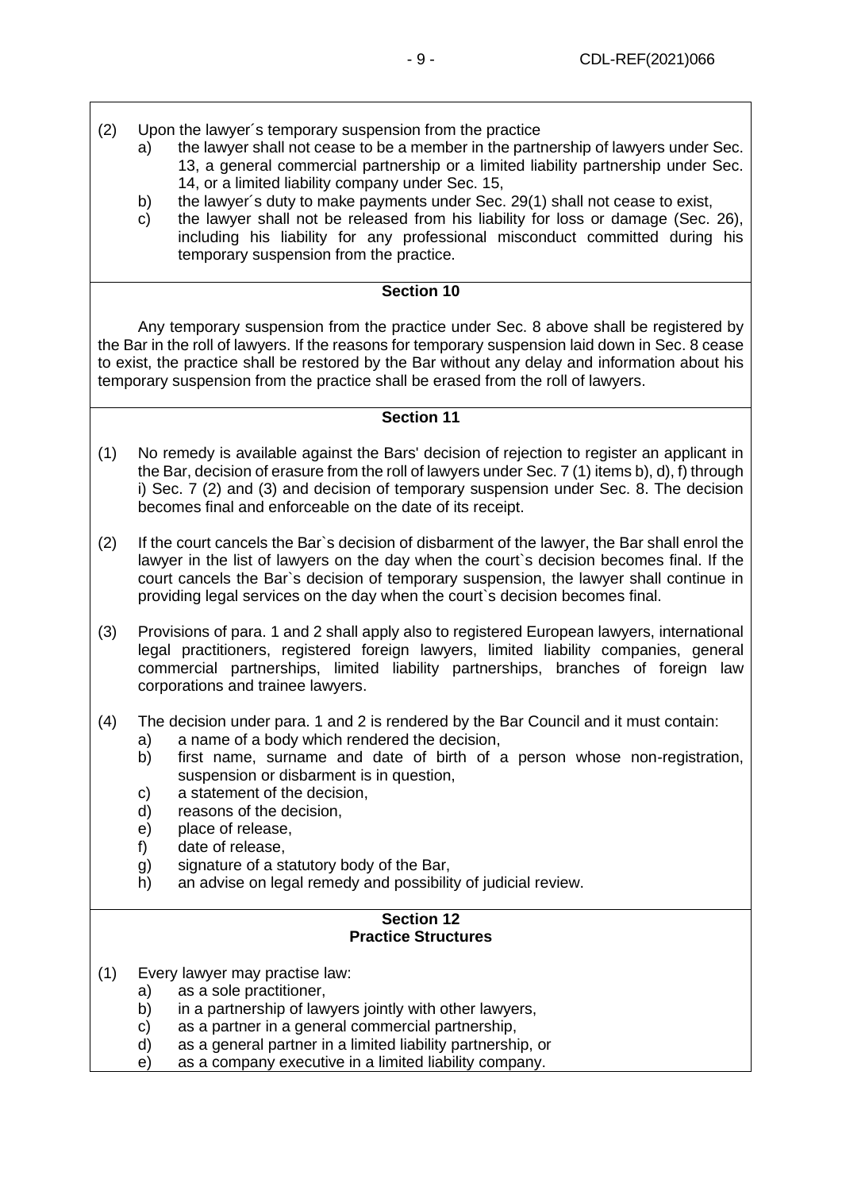(2) Upon the lawyer´s temporary suspension from the practice

a) the lawyer shall not cease to be a member in the partnership of lawyers under Sec. 13, a general commercial partnership or a limited liability partnership under Sec. 14, or a limited liability company under Sec. 15,

b) the lawyer´s duty to make payments under Sec. 29(1) shall not cease to exist,

c) the lawyer shall not be released from his liability for loss or damage (Sec. 26), including his liability for any professional misconduct committed during his temporary suspension from the practice.

**Section 10**

Any temporary suspension from the practice under Sec. 8 above shall be registered by the Bar in the roll of lawyers. If the reasons for temporary suspension laid down in Sec. 8 cease to exist, the practice shall be restored by the Bar without any delay and information about his temporary suspension from the practice shall be erased from the roll of lawyers.

**Section 11**

(1) No remedy is available against the Bars' decision of rejection to register an applicant in the Bar, decision of erasure from the roll of lawyers under Sec. 7 (1) items b), d), f) through i) Sec. 7 (2) and (3) and decision of temporary suspension under Sec. 8. The decision becomes final and enforceable on the date of its receipt.

(2) If the court cancels the Bar`s decision of disbarment of the lawyer, the Bar shall enrol the lawyer in the list of lawyers on the day when the court`s decision becomes final. If the court cancels the Bar`s decision of temporary suspension, the lawyer shall continue in providing legal services on the day when the court`s decision becomes final.

(3) Provisions of para. 1 and 2 shall apply also to registered European lawyers, international legal practitioners, registered foreign lawyers, limited liability companies, general commercial partnerships, limited liability partnerships, branches of foreign law corporations and trainee lawyers.

(4) The decision under para. 1 and 2 is rendered by the Bar Council and it must contain:

a) a name of a body which rendered the decision,

b) first name, surname and date of birth of a person whose non-registration, suspension or disbarment is in question,

c) a statement of the decision,

d) reasons of the decision,

e) place of release,

f) date of release,

g) signature of a statutory body of the Bar,

h) an advise on legal remedy and possibility of judicial review.

**Section 12**
**Practice Structures**

(1) Every lawyer may practise law:

a) as a sole practitioner,

b) in a partnership of lawyers jointly with other lawyers,

c) as a partner in a general commercial partnership,

d) as a general partner in a limited liability partnership, or

e) as a company executive in a limited liability company.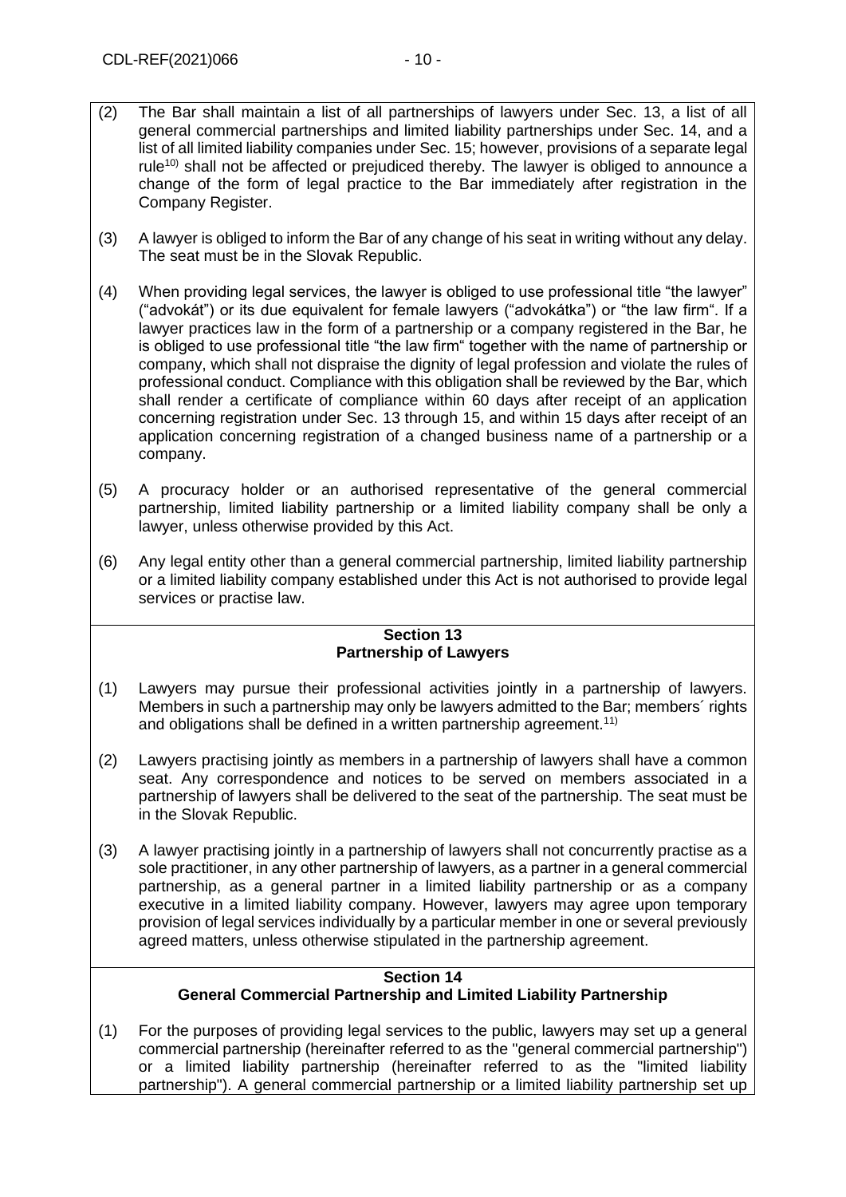(2) The Bar shall maintain a list of all partnerships of lawyers under Sec. 13, a list of all general commercial partnerships and limited liability partnerships under Sec. 14, and a list of all limited liability companies under Sec. 15; however, provisions of a separate legal rule[10)] shall not be affected or prejudiced thereby. The lawyer is obliged to announce a change of the form of legal practice to the Bar immediately after registration in the Company Register.

(3) A lawyer is obliged to inform the Bar of any change of his seat in writing without any delay. The seat must be in the Slovak Republic.

(4) When providing legal services, the lawyer is obliged to use professional title "the lawyer" ("advokát") or its due equivalent for female lawyers ("advokátka") or "the law firm". If a lawyer practices law in the form of a partnership or a company registered in the Bar, he is obliged to use professional title "the law firm" together with the name of partnership or company, which shall not dispraise the dignity of legal profession and violate the rules of professional conduct. Compliance with this obligation shall be reviewed by the Bar, which shall render a certificate of compliance within 60 days after receipt of an application concerning registration under Sec. 13 through 15, and within 15 days after receipt of an application concerning registration of a changed business name of a partnership or a company.

(5) A procuracy holder or an authorised representative of the general commercial partnership, limited liability partnership or a limited liability company shall be only a lawyer, unless otherwise provided by this Act.

(6) Any legal entity other than a general commercial partnership, limited liability partnership or a limited liability company established under this Act is not authorised to provide legal services or practise law.

**Section 13**
**Partnership of Lawyers**

(1) Lawyers may pursue their professional activities jointly in a partnership of lawyers. Members in such a partnership may only be lawyers admitted to the Bar; members´ rights and obligations shall be defined in a written partnership agreement.[11)]

(2) Lawyers practising jointly as members in a partnership of lawyers shall have a common seat. Any correspondence and notices to be served on members associated in a partnership of lawyers shall be delivered to the seat of the partnership. The seat must be in the Slovak Republic.

(3) A lawyer practising jointly in a partnership of lawyers shall not concurrently practise as a sole practitioner, in any other partnership of lawyers, as a partner in a general commercial partnership, as a general partner in a limited liability partnership or as a company executive in a limited liability company. However, lawyers may agree upon temporary provision of legal services individually by a particular member in one or several previously agreed matters, unless otherwise stipulated in the partnership agreement.

**Section 14**
**General Commercial Partnership and Limited Liability Partnership**

(1) For the purposes of providing legal services to the public, lawyers may set up a general commercial partnership (hereinafter referred to as the "general commercial partnership") or a limited liability partnership (hereinafter referred to as the "limited liability partnership"). A general commercial partnership or a limited liability partnership set up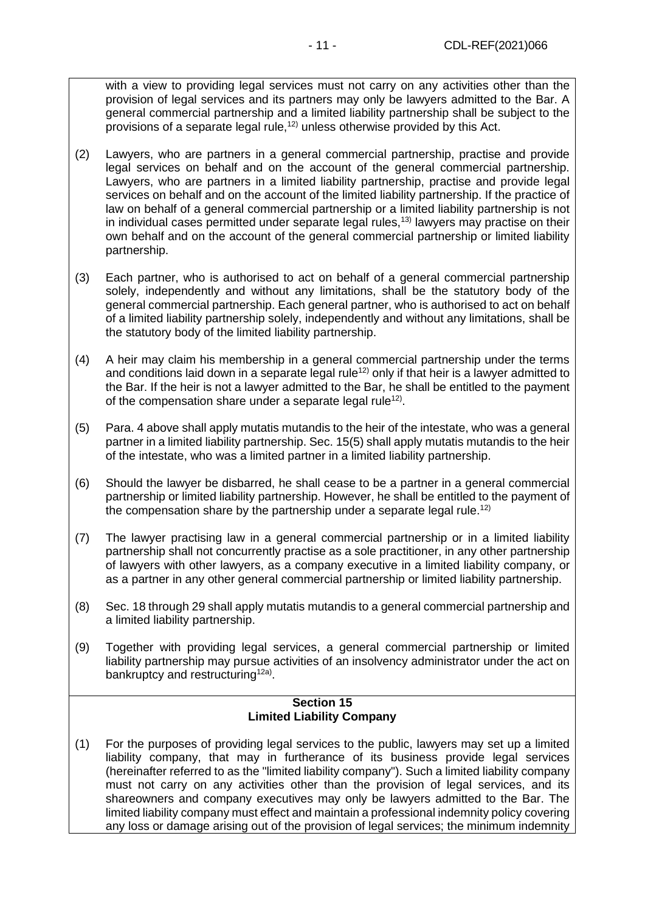with a view to providing legal services must not carry on any activities other than the provision of legal services and its partners may only be lawyers admitted to the Bar. A general commercial partnership and a limited liability partnership shall be subject to the provisions of a separate legal rule,[12)] unless otherwise provided by this Act.

(2) Lawyers, who are partners in a general commercial partnership, practise and provide legal services on behalf and on the account of the general commercial partnership. Lawyers, who are partners in a limited liability partnership, practise and provide legal services on behalf and on the account of the limited liability partnership. If the practice of law on behalf of a general commercial partnership or a limited liability partnership is not in individual cases permitted under separate legal rules,[13)] lawyers may practise on their own behalf and on the account of the general commercial partnership or limited liability partnership.

(3) Each partner, who is authorised to act on behalf of a general commercial partnership solely, independently and without any limitations, shall be the statutory body of the general commercial partnership. Each general partner, who is authorised to act on behalf of a limited liability partnership solely, independently and without any limitations, shall be the statutory body of the limited liability partnership.

(4) A heir may claim his membership in a general commercial partnership under the terms and conditions laid down in a separate legal rule[12)] only if that heir is a lawyer admitted to the Bar. If the heir is not a lawyer admitted to the Bar, he shall be entitled to the payment of the compensation share under a separate legal rule[12)].

(5) Para. 4 above shall apply mutatis mutandis to the heir of the intestate, who was a general partner in a limited liability partnership. Sec. 15(5) shall apply mutatis mutandis to the heir of the intestate, who was a limited partner in a limited liability partnership.

(6) Should the lawyer be disbarred, he shall cease to be a partner in a general commercial partnership or limited liability partnership. However, he shall be entitled to the payment of the compensation share by the partnership under a separate legal rule.[12)]

(7) The lawyer practising law in a general commercial partnership or in a limited liability partnership shall not concurrently practise as a sole practitioner, in any other partnership of lawyers with other lawyers, as a company executive in a limited liability company, or as a partner in any other general commercial partnership or limited liability partnership.

(8) Sec. 18 through 29 shall apply mutatis mutandis to a general commercial partnership and a limited liability partnership.

(9) Together with providing legal services, a general commercial partnership or limited liability partnership may pursue activities of an insolvency administrator under the act on bankruptcy and restructuring[12a)].

## Section 15
## Limited Liability Company

(1) For the purposes of providing legal services to the public, lawyers may set up a limited liability company, that may in furtherance of its business provide legal services (hereinafter referred to as the "limited liability company"). Such a limited liability company must not carry on any activities other than the provision of legal services, and its shareowners and company executives may only be lawyers admitted to the Bar. The limited liability company must effect and maintain a professional indemnity policy covering any loss or damage arising out of the provision of legal services; the minimum indemnity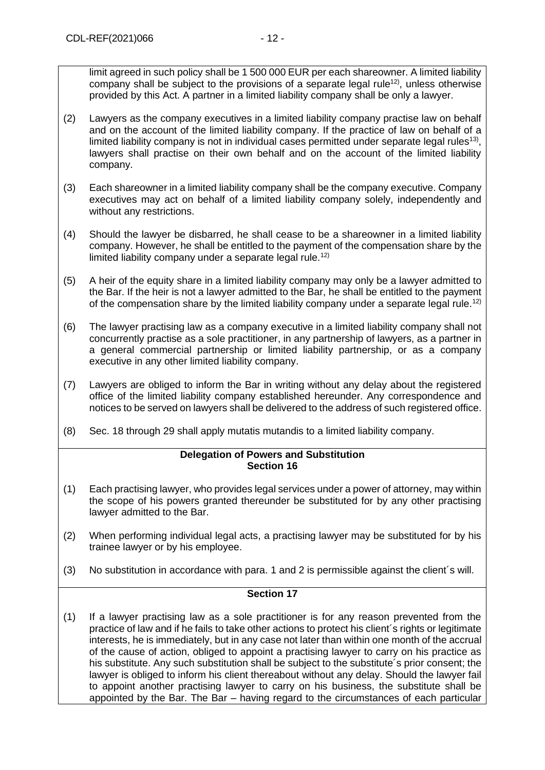limit agreed in such policy shall be 1 500 000 EUR per each shareowner. A limited liability company shall be subject to the provisions of a separate legal rule[12], unless otherwise provided by this Act. A partner in a limited liability company shall be only a lawyer.

(2) Lawyers as the company executives in a limited liability company practise law on behalf and on the account of the limited liability company. If the practice of law on behalf of a limited liability company is not in individual cases permitted under separate legal rules[13], lawyers shall practise on their own behalf and on the account of the limited liability company.

(3) Each shareowner in a limited liability company shall be the company executive. Company executives may act on behalf of a limited liability company solely, independently and without any restrictions.

(4) Should the lawyer be disbarred, he shall cease to be a shareowner in a limited liability company. However, he shall be entitled to the payment of the compensation share by the limited liability company under a separate legal rule.[12]

(5) A heir of the equity share in a limited liability company may only be a lawyer admitted to the Bar. If the heir is not a lawyer admitted to the Bar, he shall be entitled to the payment of the compensation share by the limited liability company under a separate legal rule.[12]

(6) The lawyer practising law as a company executive in a limited liability company shall not concurrently practise as a sole practitioner, in any partnership of lawyers, as a partner in a general commercial partnership or limited liability partnership, or as a company executive in any other limited liability company.

(7) Lawyers are obliged to inform the Bar in writing without any delay about the registered office of the limited liability company established hereunder. Any correspondence and notices to be served on lawyers shall be delivered to the address of such registered office.

(8) Sec. 18 through 29 shall apply mutatis mutandis to a limited liability company.

**Delegation of Powers and Substitution**
**Section 16**

(1) Each practising lawyer, who provides legal services under a power of attorney, may within the scope of his powers granted thereunder be substituted for by any other practising lawyer admitted to the Bar.

(2) When performing individual legal acts, a practising lawyer may be substituted for by his trainee lawyer or by his employee.

(3) No substitution in accordance with para. 1 and 2 is permissible against the client´s will.

**Section 17**

(1) If a lawyer practising law as a sole practitioner is for any reason prevented from the practice of law and if he fails to take other actions to protect his client´s rights or legitimate interests, he is immediately, but in any case not later than within one month of the accrual of the cause of action, obliged to appoint a practising lawyer to carry on his practice as his substitute. Any such substitution shall be subject to the substitute´s prior consent; the lawyer is obliged to inform his client thereabout without any delay. Should the lawyer fail to appoint another practising lawyer to carry on his business, the substitute shall be appointed by the Bar. The Bar – having regard to the circumstances of each particular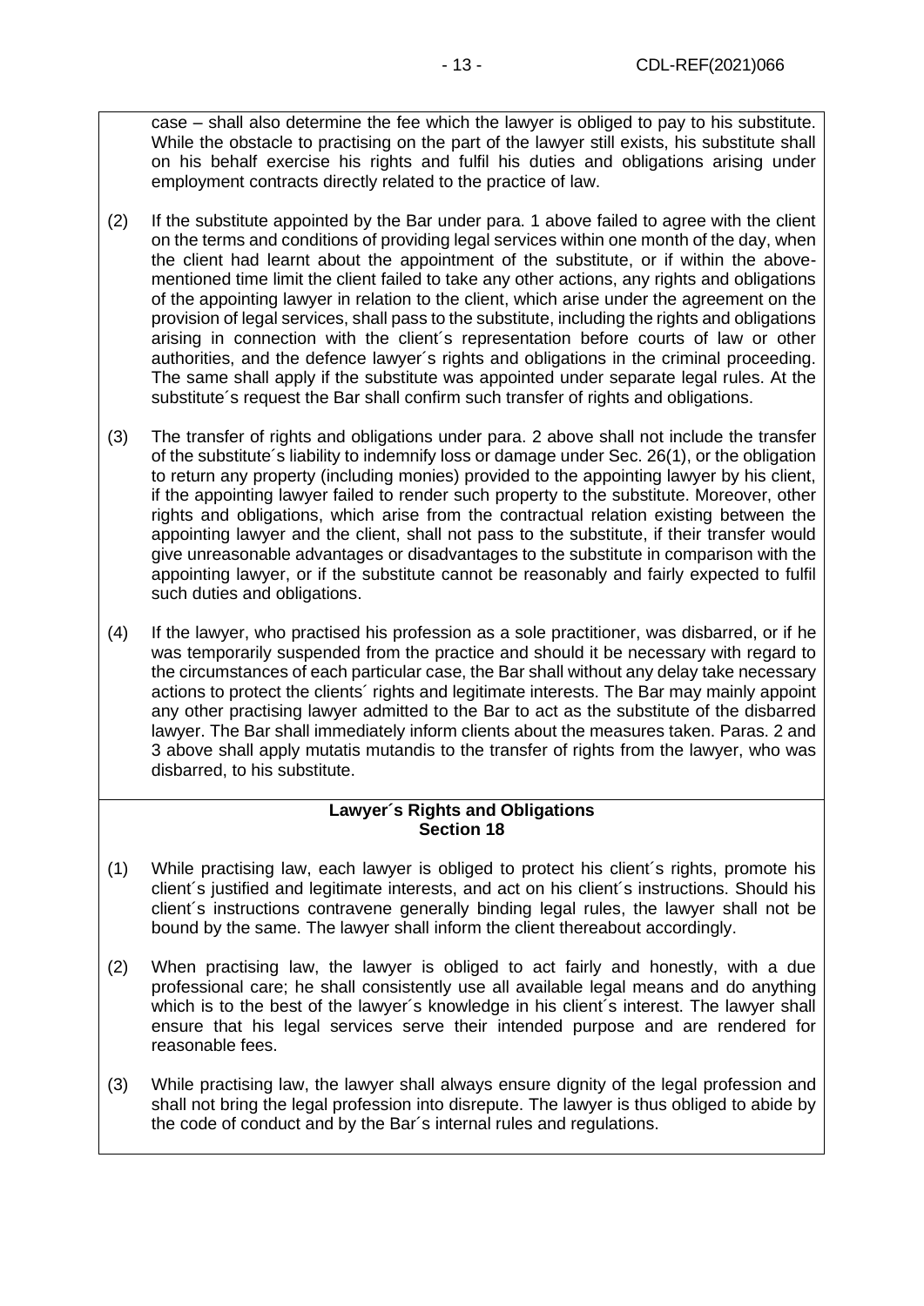case – shall also determine the fee which the lawyer is obliged to pay to his substitute. While the obstacle to practising on the part of the lawyer still exists, his substitute shall on his behalf exercise his rights and fulfil his duties and obligations arising under employment contracts directly related to the practice of law.

(2) If the substitute appointed by the Bar under para. 1 above failed to agree with the client on the terms and conditions of providing legal services within one month of the day, when the client had learnt about the appointment of the substitute, or if within the above-mentioned time limit the client failed to take any other actions, any rights and obligations of the appointing lawyer in relation to the client, which arise under the agreement on the provision of legal services, shall pass to the substitute, including the rights and obligations arising in connection with the client´s representation before courts of law or other authorities, and the defence lawyer´s rights and obligations in the criminal proceeding. The same shall apply if the substitute was appointed under separate legal rules. At the substitute´s request the Bar shall confirm such transfer of rights and obligations.

(3) The transfer of rights and obligations under para. 2 above shall not include the transfer of the substitute´s liability to indemnify loss or damage under Sec. 26(1), or the obligation to return any property (including monies) provided to the appointing lawyer by his client, if the appointing lawyer failed to render such property to the substitute. Moreover, other rights and obligations, which arise from the contractual relation existing between the appointing lawyer and the client, shall not pass to the substitute, if their transfer would give unreasonable advantages or disadvantages to the substitute in comparison with the appointing lawyer, or if the substitute cannot be reasonably and fairly expected to fulfil such duties and obligations.

(4) If the lawyer, who practised his profession as a sole practitioner, was disbarred, or if he was temporarily suspended from the practice and should it be necessary with regard to the circumstances of each particular case, the Bar shall without any delay take necessary actions to protect the clients´ rights and legitimate interests. The Bar may mainly appoint any other practising lawyer admitted to the Bar to act as the substitute of the disbarred lawyer. The Bar shall immediately inform clients about the measures taken. Paras. 2 and 3 above shall apply mutatis mutandis to the transfer of rights from the lawyer, who was disbarred, to his substitute.

### Lawyer´s Rights and Obligations
### Section 18

(1) While practising law, each lawyer is obliged to protect his client´s rights, promote his client´s justified and legitimate interests, and act on his client´s instructions. Should his client´s instructions contravene generally binding legal rules, the lawyer shall not be bound by the same. The lawyer shall inform the client thereabout accordingly.

(2) When practising law, the lawyer is obliged to act fairly and honestly, with a due professional care; he shall consistently use all available legal means and do anything which is to the best of the lawyer´s knowledge in his client´s interest. The lawyer shall ensure that his legal services serve their intended purpose and are rendered for reasonable fees.

(3) While practising law, the lawyer shall always ensure dignity of the legal profession and shall not bring the legal profession into disrepute. The lawyer is thus obliged to abide by the code of conduct and by the Bar´s internal rules and regulations.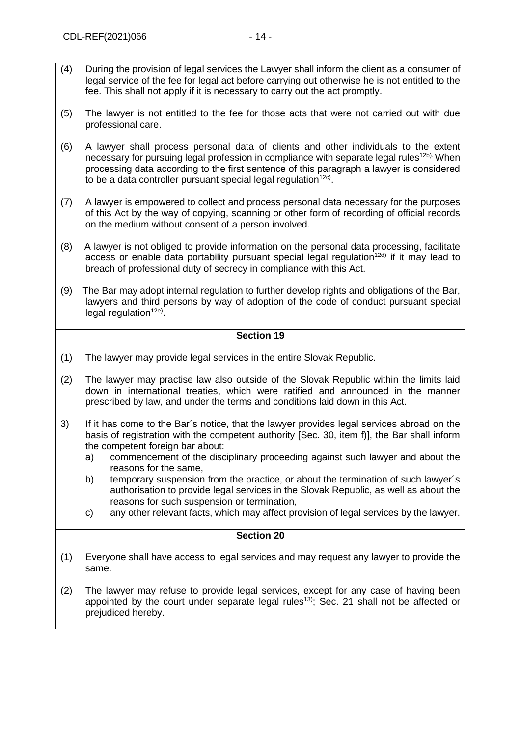(4) During the provision of legal services the Lawyer shall inform the client as a consumer of legal service of the fee for legal act before carrying out otherwise he is not entitled to the fee. This shall not apply if it is necessary to carry out the act promptly.

(5) The lawyer is not entitled to the fee for those acts that were not carried out with due professional care.

(6) A lawyer shall process personal data of clients and other individuals to the extent necessary for pursuing legal profession in compliance with separate legal rules[12b)]. When processing data according to the first sentence of this paragraph a lawyer is considered to be a data controller pursuant special legal regulation[12c)].

(7) A lawyer is empowered to collect and process personal data necessary for the purposes of this Act by the way of copying, scanning or other form of recording of official records on the medium without consent of a person involved.

(8) A lawyer is not obliged to provide information on the personal data processing, facilitate access or enable data portability pursuant special legal regulation[12d)] if it may lead to breach of professional duty of secrecy in compliance with this Act.

(9) The Bar may adopt internal regulation to further develop rights and obligations of the Bar, lawyers and third persons by way of adoption of the code of conduct pursuant special legal regulation[12e)].

## Section 19

(1) The lawyer may provide legal services in the entire Slovak Republic.

(2) The lawyer may practise law also outside of the Slovak Republic within the limits laid down in international treaties, which were ratified and announced in the manner prescribed by law, and under the terms and conditions laid down in this Act.

3) If it has come to the Bar´s notice, that the lawyer provides legal services abroad on the basis of registration with the competent authority [Sec. 30, item f)], the Bar shall inform the competent foreign bar about:
   a) commencement of the disciplinary proceeding against such lawyer and about the reasons for the same,
   b) temporary suspension from the practice, or about the termination of such lawyer´s authorisation to provide legal services in the Slovak Republic, as well as about the reasons for such suspension or termination,
   c) any other relevant facts, which may affect provision of legal services by the lawyer.

## Section 20

(1) Everyone shall have access to legal services and may request any lawyer to provide the same.

(2) The lawyer may refuse to provide legal services, except for any case of having been appointed by the court under separate legal rules[13)]; Sec. 21 shall not be affected or prejudiced hereby.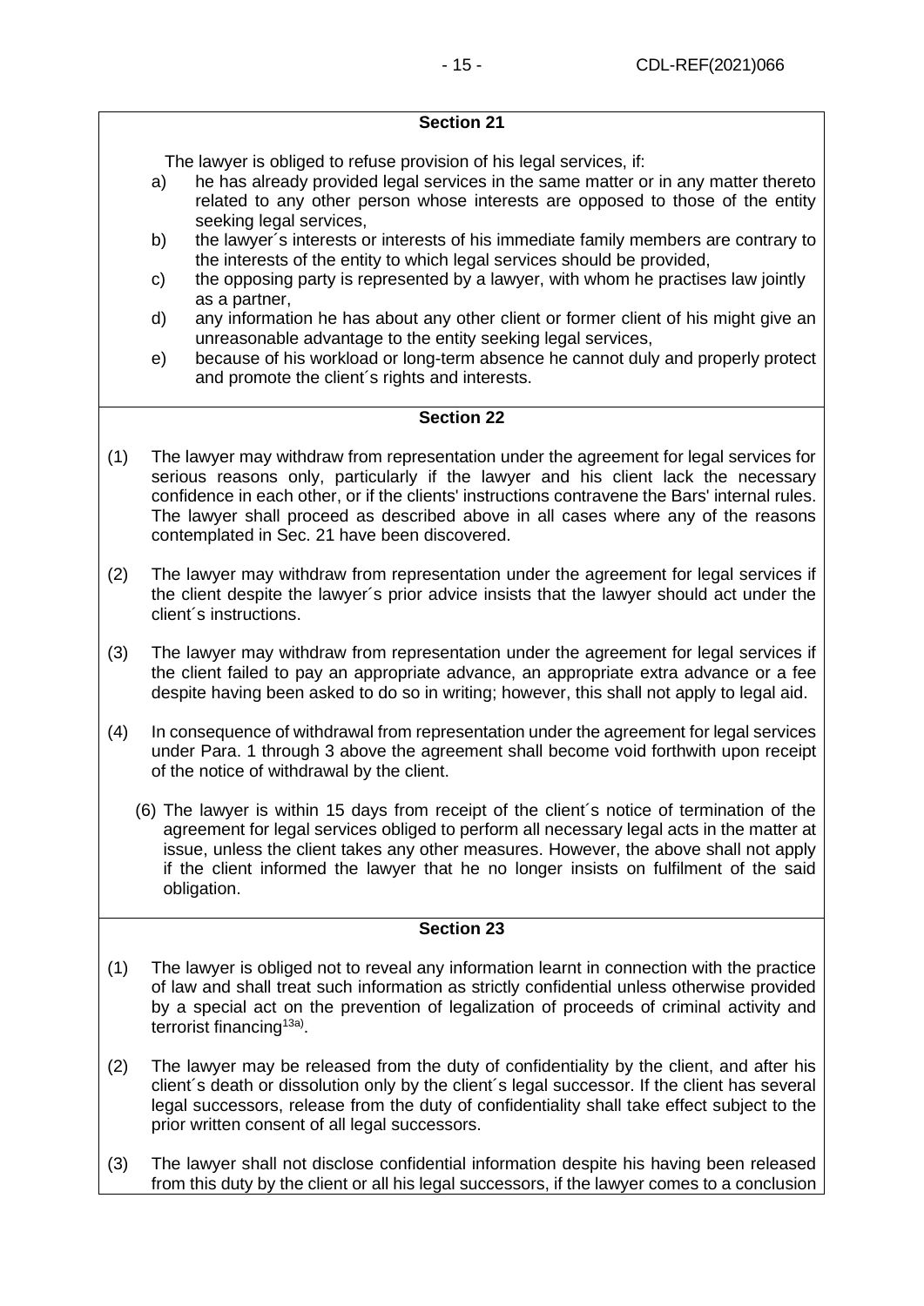### Section 21

The lawyer is obliged to refuse provision of his legal services, if:

a) he has already provided legal services in the same matter or in any matter thereto related to any other person whose interests are opposed to those of the entity seeking legal services,
b) the lawyer´s interests or interests of his immediate family members are contrary to the interests of the entity to which legal services should be provided,
c) the opposing party is represented by a lawyer, with whom he practises law jointly as a partner,
d) any information he has about any other client or former client of his might give an unreasonable advantage to the entity seeking legal services,
e) because of his workload or long-term absence he cannot duly and properly protect and promote the client´s rights and interests.

### Section 22

(1) The lawyer may withdraw from representation under the agreement for legal services for serious reasons only, particularly if the lawyer and his client lack the necessary confidence in each other, or if the clients' instructions contravene the Bars' internal rules. The lawyer shall proceed as described above in all cases where any of the reasons contemplated in Sec. 21 have been discovered.

(2) The lawyer may withdraw from representation under the agreement for legal services if the client despite the lawyer´s prior advice insists that the lawyer should act under the client´s instructions.

(3) The lawyer may withdraw from representation under the agreement for legal services if the client failed to pay an appropriate advance, an appropriate extra advance or a fee despite having been asked to do so in writing; however, this shall not apply to legal aid.

(4) In consequence of withdrawal from representation under the agreement for legal services under Para. 1 through 3 above the agreement shall become void forthwith upon receipt of the notice of withdrawal by the client.

(6) The lawyer is within 15 days from receipt of the client´s notice of termination of the agreement for legal services obliged to perform all necessary legal acts in the matter at issue, unless the client takes any other measures. However, the above shall not apply if the client informed the lawyer that he no longer insists on fulfilment of the said obligation.

### Section 23

(1) The lawyer is obliged not to reveal any information learnt in connection with the practice of law and shall treat such information as strictly confidential unless otherwise provided by a special act on the prevention of legalization of proceeds of criminal activity and terrorist financing[13a)].

(2) The lawyer may be released from the duty of confidentiality by the client, and after his client´s death or dissolution only by the client´s legal successor. If the client has several legal successors, release from the duty of confidentiality shall take effect subject to the prior written consent of all legal successors.

(3) The lawyer shall not disclose confidential information despite his having been released from this duty by the client or all his legal successors, if the lawyer comes to a conclusion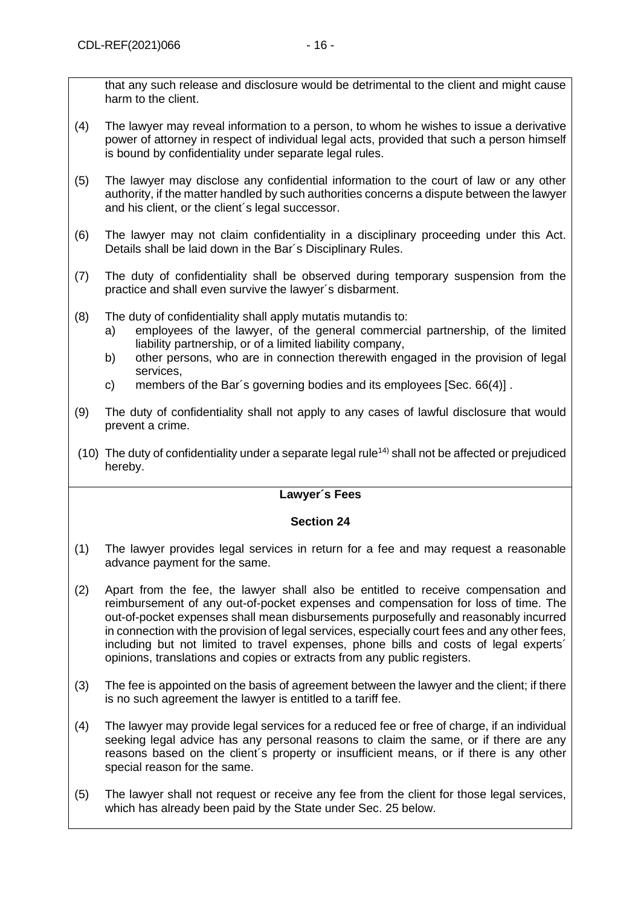that any such release and disclosure would be detrimental to the client and might cause harm to the client.

(4) The lawyer may reveal information to a person, to whom he wishes to issue a derivative power of attorney in respect of individual legal acts, provided that such a person himself is bound by confidentiality under separate legal rules.

(5) The lawyer may disclose any confidential information to the court of law or any other authority, if the matter handled by such authorities concerns a dispute between the lawyer and his client, or the client´s legal successor.

(6) The lawyer may not claim confidentiality in a disciplinary proceeding under this Act. Details shall be laid down in the Bar´s Disciplinary Rules.

(7) The duty of confidentiality shall be observed during temporary suspension from the practice and shall even survive the lawyer´s disbarment.

(8) The duty of confidentiality shall apply mutatis mutandis to:
   a) employees of the lawyer, of the general commercial partnership, of the limited liability partnership, or of a limited liability company,
   b) other persons, who are in connection therewith engaged in the provision of legal services,
   c) members of the Bar´s governing bodies and its employees [Sec. 66(4)] .

(9) The duty of confidentiality shall not apply to any cases of lawful disclosure that would prevent a crime.

(10) The duty of confidentiality under a separate legal rule[14)] shall not be affected or prejudiced hereby.

**Lawyer´s Fees**

**Section 24**

(1) The lawyer provides legal services in return for a fee and may request a reasonable advance payment for the same.

(2) Apart from the fee, the lawyer shall also be entitled to receive compensation and reimbursement of any out-of-pocket expenses and compensation for loss of time. The out-of-pocket expenses shall mean disbursements purposefully and reasonably incurred in connection with the provision of legal services, especially court fees and any other fees, including but not limited to travel expenses, phone bills and costs of legal experts´ opinions, translations and copies or extracts from any public registers.

(3) The fee is appointed on the basis of agreement between the lawyer and the client; if there is no such agreement the lawyer is entitled to a tariff fee.

(4) The lawyer may provide legal services for a reduced fee or free of charge, if an individual seeking legal advice has any personal reasons to claim the same, or if there are any reasons based on the client´s property or insufficient means, or if there is any other special reason for the same.

(5) The lawyer shall not request or receive any fee from the client for those legal services, which has already been paid by the State under Sec. 25 below.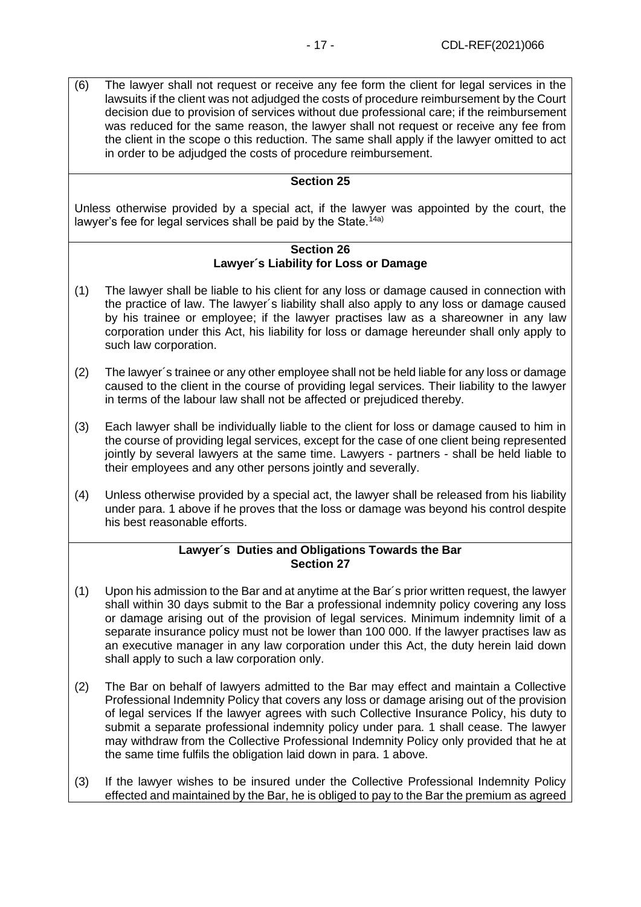(6) The lawyer shall not request or receive any fee form the client for legal services in the lawsuits if the client was not adjudged the costs of procedure reimbursement by the Court decision due to provision of services without due professional care; if the reimbursement was reduced for the same reason, the lawyer shall not request or receive any fee from the client in the scope o this reduction. The same shall apply if the lawyer omitted to act in order to be adjudged the costs of procedure reimbursement.

**Section 25**

Unless otherwise provided by a special act, if the lawyer was appointed by the court, the lawyer's fee for legal services shall be paid by the State.[14a)]

**Section 26**
**Lawyer´s Liability for Loss or Damage**

(1) The lawyer shall be liable to his client for any loss or damage caused in connection with the practice of law. The lawyer´s liability shall also apply to any loss or damage caused by his trainee or employee; if the lawyer practises law as a shareowner in any law corporation under this Act, his liability for loss or damage hereunder shall only apply to such law corporation.

(2) The lawyer´s trainee or any other employee shall not be held liable for any loss or damage caused to the client in the course of providing legal services. Their liability to the lawyer in terms of the labour law shall not be affected or prejudiced thereby.

(3) Each lawyer shall be individually liable to the client for loss or damage caused to him in the course of providing legal services, except for the case of one client being represented jointly by several lawyers at the same time. Lawyers - partners - shall be held liable to their employees and any other persons jointly and severally.

(4) Unless otherwise provided by a special act, the lawyer shall be released from his liability under para. 1 above if he proves that the loss or damage was beyond his control despite his best reasonable efforts.

**Lawyer´s Duties and Obligations Towards the Bar**
**Section 27**

(1) Upon his admission to the Bar and at anytime at the Bar´s prior written request, the lawyer shall within 30 days submit to the Bar a professional indemnity policy covering any loss or damage arising out of the provision of legal services. Minimum indemnity limit of a separate insurance policy must not be lower than 100 000. If the lawyer practises law as an executive manager in any law corporation under this Act, the duty herein laid down shall apply to such a law corporation only.

(2) The Bar on behalf of lawyers admitted to the Bar may effect and maintain a Collective Professional Indemnity Policy that covers any loss or damage arising out of the provision of legal services If the lawyer agrees with such Collective Insurance Policy, his duty to submit a separate professional indemnity policy under para. 1 shall cease. The lawyer may withdraw from the Collective Professional Indemnity Policy only provided that he at the same time fulfils the obligation laid down in para. 1 above.

(3) If the lawyer wishes to be insured under the Collective Professional Indemnity Policy effected and maintained by the Bar, he is obliged to pay to the Bar the premium as agreed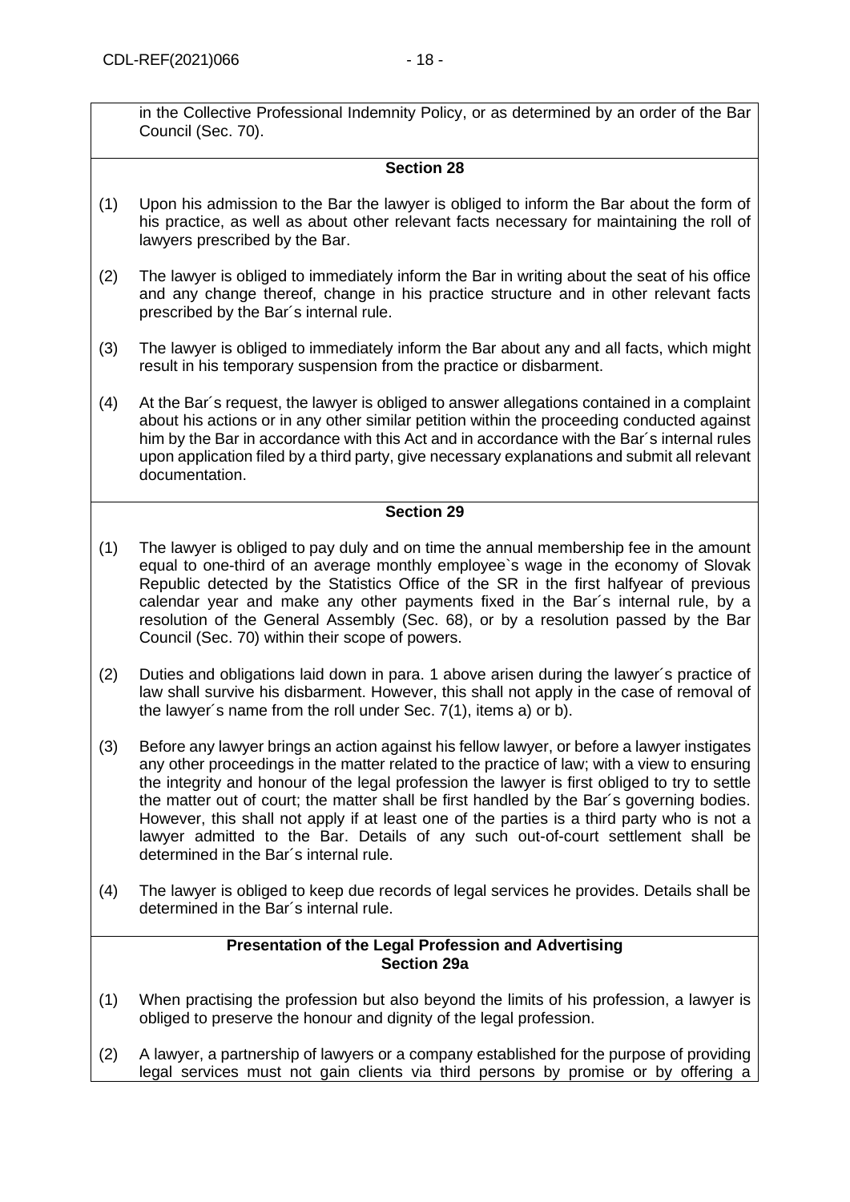in the Collective Professional Indemnity Policy, or as determined by an order of the Bar Council (Sec. 70).

**Section 28**

(1) Upon his admission to the Bar the lawyer is obliged to inform the Bar about the form of his practice, as well as about other relevant facts necessary for maintaining the roll of lawyers prescribed by the Bar.

(2) The lawyer is obliged to immediately inform the Bar in writing about the seat of his office and any change thereof, change in his practice structure and in other relevant facts prescribed by the Bar´s internal rule.

(3) The lawyer is obliged to immediately inform the Bar about any and all facts, which might result in his temporary suspension from the practice or disbarment.

(4) At the Bar´s request, the lawyer is obliged to answer allegations contained in a complaint about his actions or in any other similar petition within the proceeding conducted against him by the Bar in accordance with this Act and in accordance with the Bar´s internal rules upon application filed by a third party, give necessary explanations and submit all relevant documentation.

**Section 29**

(1) The lawyer is obliged to pay duly and on time the annual membership fee in the amount equal to one-third of an average monthly employee`s wage in the economy of Slovak Republic detected by the Statistics Office of the SR in the first halfyear of previous calendar year and make any other payments fixed in the Bar´s internal rule, by a resolution of the General Assembly (Sec. 68), or by a resolution passed by the Bar Council (Sec. 70) within their scope of powers.

(2) Duties and obligations laid down in para. 1 above arisen during the lawyer´s practice of law shall survive his disbarment. However, this shall not apply in the case of removal of the lawyer´s name from the roll under Sec. 7(1), items a) or b).

(3) Before any lawyer brings an action against his fellow lawyer, or before a lawyer instigates any other proceedings in the matter related to the practice of law; with a view to ensuring the integrity and honour of the legal profession the lawyer is first obliged to try to settle the matter out of court; the matter shall be first handled by the Bar´s governing bodies. However, this shall not apply if at least one of the parties is a third party who is not a lawyer admitted to the Bar. Details of any such out-of-court settlement shall be determined in the Bar´s internal rule.

(4) The lawyer is obliged to keep due records of legal services he provides. Details shall be determined in the Bar´s internal rule.

**Presentation of the Legal Profession and Advertising**
**Section 29a**

(1) When practising the profession but also beyond the limits of his profession, a lawyer is obliged to preserve the honour and dignity of the legal profession.

(2) A lawyer, a partnership of lawyers or a company established for the purpose of providing legal services must not gain clients via third persons by promise or by offering a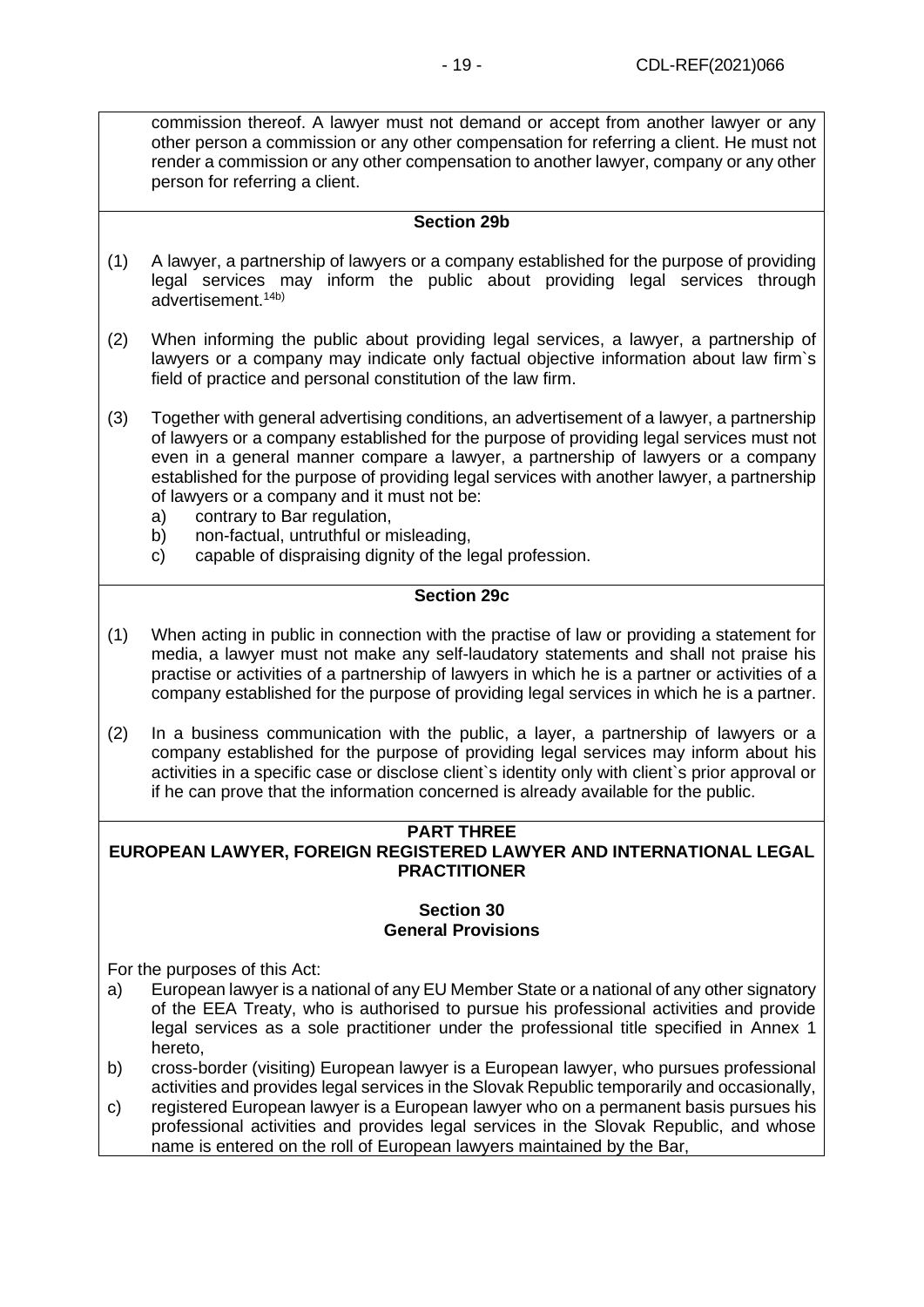commission thereof. A lawyer must not demand or accept from another lawyer or any other person a commission or any other compensation for referring a client. He must not render a commission or any other compensation to another lawyer, company or any other person for referring a client.

### Section 29b

(1) A lawyer, a partnership of lawyers or a company established for the purpose of providing legal services may inform the public about providing legal services through advertisement.[14b)]

(2) When informing the public about providing legal services, a lawyer, a partnership of lawyers or a company may indicate only factual objective information about law firm`s field of practice and personal constitution of the law firm.

(3) Together with general advertising conditions, an advertisement of a lawyer, a partnership of lawyers or a company established for the purpose of providing legal services must not even in a general manner compare a lawyer, a partnership of lawyers or a company established for the purpose of providing legal services with another lawyer, a partnership of lawyers or a company and it must not be:
   a) contrary to Bar regulation,
   b) non-factual, untruthful or misleading,
   c) capable of dispraising dignity of the legal profession.

### Section 29c

(1) When acting in public in connection with the practise of law or providing a statement for media, a lawyer must not make any self-laudatory statements and shall not praise his practise or activities of a partnership of lawyers in which he is a partner or activities of a company established for the purpose of providing legal services in which he is a partner.

(2) In a business communication with the public, a layer, a partnership of lawyers or a company established for the purpose of providing legal services may inform about his activities in a specific case or disclose client`s identity only with client`s prior approval or if he can prove that the information concerned is already available for the public.

## PART THREE
## EUROPEAN LAWYER, FOREIGN REGISTERED LAWYER AND INTERNATIONAL LEGAL PRACTITIONER

### Section 30
### General Provisions

For the purposes of this Act:

a) European lawyer is a national of any EU Member State or a national of any other signatory of the EEA Treaty, who is authorised to pursue his professional activities and provide legal services as a sole practitioner under the professional title specified in Annex 1 hereto,

b) cross-border (visiting) European lawyer is a European lawyer, who pursues professional activities and provides legal services in the Slovak Republic temporarily and occasionally,

c) registered European lawyer is a European lawyer who on a permanent basis pursues his professional activities and provides legal services in the Slovak Republic, and whose name is entered on the roll of European lawyers maintained by the Bar,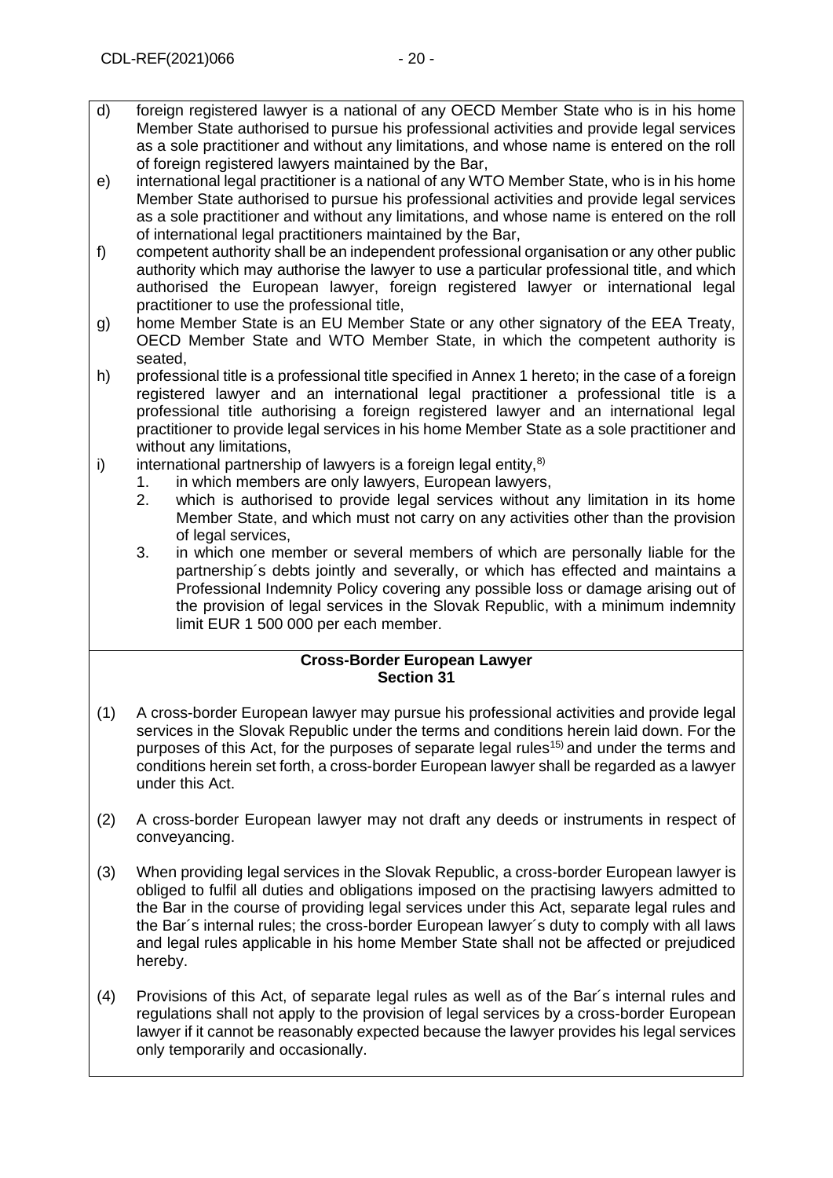d) foreign registered lawyer is a national of any OECD Member State who is in his home Member State authorised to pursue his professional activities and provide legal services as a sole practitioner and without any limitations, and whose name is entered on the roll of foreign registered lawyers maintained by the Bar,

e) international legal practitioner is a national of any WTO Member State, who is in his home Member State authorised to pursue his professional activities and provide legal services as a sole practitioner and without any limitations, and whose name is entered on the roll of international legal practitioners maintained by the Bar,

f) competent authority shall be an independent professional organisation or any other public authority which may authorise the lawyer to use a particular professional title, and which authorised the European lawyer, foreign registered lawyer or international legal practitioner to use the professional title,

g) home Member State is an EU Member State or any other signatory of the EEA Treaty, OECD Member State and WTO Member State, in which the competent authority is seated,

h) professional title is a professional title specified in Annex 1 hereto; in the case of a foreign registered lawyer and an international legal practitioner a professional title is a professional title authorising a foreign registered lawyer and an international legal practitioner to provide legal services in his home Member State as a sole practitioner and without any limitations,

i) international partnership of lawyers is a foreign legal entity,[8)]
   1. in which members are only lawyers, European lawyers,
   2. which is authorised to provide legal services without any limitation in its home Member State, and which must not carry on any activities other than the provision of legal services,
   3. in which one member or several members of which are personally liable for the partnership´s debts jointly and severally, or which has effected and maintains a Professional Indemnity Policy covering any possible loss or damage arising out of the provision of legal services in the Slovak Republic, with a minimum indemnity limit EUR 1 500 000 per each member.

**Cross-Border European Lawyer**
**Section 31**

(1) A cross-border European lawyer may pursue his professional activities and provide legal services in the Slovak Republic under the terms and conditions herein laid down. For the purposes of this Act, for the purposes of separate legal rules[15)] and under the terms and conditions herein set forth, a cross-border European lawyer shall be regarded as a lawyer under this Act.

(2) A cross-border European lawyer may not draft any deeds or instruments in respect of conveyancing.

(3) When providing legal services in the Slovak Republic, a cross-border European lawyer is obliged to fulfil all duties and obligations imposed on the practising lawyers admitted to the Bar in the course of providing legal services under this Act, separate legal rules and the Bar´s internal rules; the cross-border European lawyer´s duty to comply with all laws and legal rules applicable in his home Member State shall not be affected or prejudiced hereby.

(4) Provisions of this Act, of separate legal rules as well as of the Bar´s internal rules and regulations shall not apply to the provision of legal services by a cross-border European lawyer if it cannot be reasonably expected because the lawyer provides his legal services only temporarily and occasionally.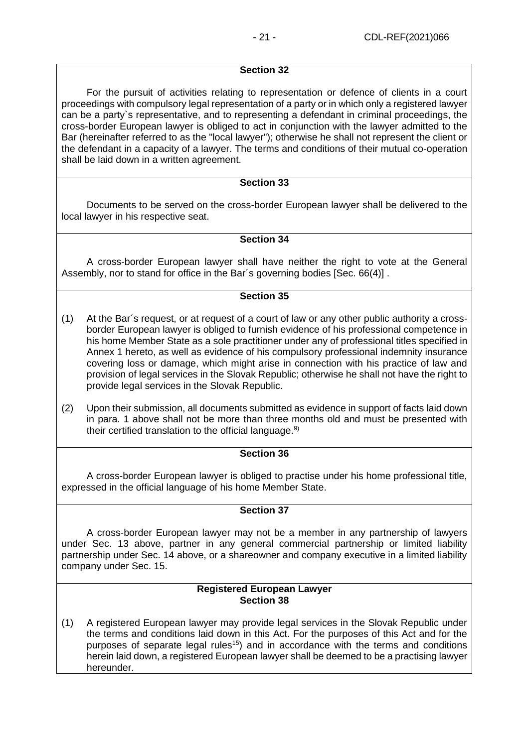**Section 32**

For the pursuit of activities relating to representation or defence of clients in a court proceedings with compulsory legal representation of a party or in which only a registered lawyer can be a party`s representative, and to representing a defendant in criminal proceedings, the cross-border European lawyer is obliged to act in conjunction with the lawyer admitted to the Bar (hereinafter referred to as the "local lawyer"); otherwise he shall not represent the client or the defendant in a capacity of a lawyer. The terms and conditions of their mutual co-operation shall be laid down in a written agreement.

**Section 33**

Documents to be served on the cross-border European lawyer shall be delivered to the local lawyer in his respective seat.

**Section 34**

A cross-border European lawyer shall have neither the right to vote at the General Assembly, nor to stand for office in the Bar´s governing bodies [Sec. 66(4)] .

**Section 35**

(1) At the Bar´s request, or at request of a court of law or any other public authority a cross-border European lawyer is obliged to furnish evidence of his professional competence in his home Member State as a sole practitioner under any of professional titles specified in Annex 1 hereto, as well as evidence of his compulsory professional indemnity insurance covering loss or damage, which might arise in connection with his practice of law and provision of legal services in the Slovak Republic; otherwise he shall not have the right to provide legal services in the Slovak Republic.

(2) Upon their submission, all documents submitted as evidence in support of facts laid down in para. 1 above shall not be more than three months old and must be presented with their certified translation to the official language.[9)]

**Section 36**

A cross-border European lawyer is obliged to practise under his home professional title, expressed in the official language of his home Member State.

**Section 37**

A cross-border European lawyer may not be a member in any partnership of lawyers under Sec. 13 above, partner in any general commercial partnership or limited liability partnership under Sec. 14 above, or a shareowner and company executive in a limited liability company under Sec. 15.

**Registered European Lawyer**
**Section 38**

(1) A registered European lawyer may provide legal services in the Slovak Republic under the terms and conditions laid down in this Act. For the purposes of this Act and for the purposes of separate legal rules[15)] and in accordance with the terms and conditions herein laid down, a registered European lawyer shall be deemed to be a practising lawyer hereunder.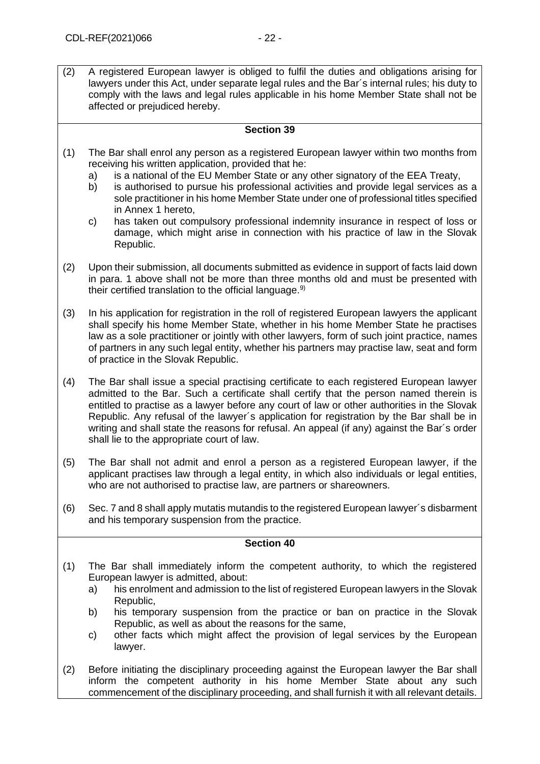(2) A registered European lawyer is obliged to fulfil the duties and obligations arising for lawyers under this Act, under separate legal rules and the Bar´s internal rules; his duty to comply with the laws and legal rules applicable in his home Member State shall not be affected or prejudiced hereby.

## Section 39

(1) The Bar shall enrol any person as a registered European lawyer within two months from receiving his written application, provided that he:

a) is a national of the EU Member State or any other signatory of the EEA Treaty,

b) is authorised to pursue his professional activities and provide legal services as a sole practitioner in his home Member State under one of professional titles specified in Annex 1 hereto,

c) has taken out compulsory professional indemnity insurance in respect of loss or damage, which might arise in connection with his practice of law in the Slovak Republic.

(2) Upon their submission, all documents submitted as evidence in support of facts laid down in para. 1 above shall not be more than three months old and must be presented with their certified translation to the official language.[9)]

(3) In his application for registration in the roll of registered European lawyers the applicant shall specify his home Member State, whether in his home Member State he practises law as a sole practitioner or jointly with other lawyers, form of such joint practice, names of partners in any such legal entity, whether his partners may practise law, seat and form of practice in the Slovak Republic.

(4) The Bar shall issue a special practising certificate to each registered European lawyer admitted to the Bar. Such a certificate shall certify that the person named therein is entitled to practise as a lawyer before any court of law or other authorities in the Slovak Republic. Any refusal of the lawyer´s application for registration by the Bar shall be in writing and shall state the reasons for refusal. An appeal (if any) against the Bar´s order shall lie to the appropriate court of law.

(5) The Bar shall not admit and enrol a person as a registered European lawyer, if the applicant practises law through a legal entity, in which also individuals or legal entities, who are not authorised to practise law, are partners or shareowners.

(6) Sec. 7 and 8 shall apply mutatis mutandis to the registered European lawyer´s disbarment and his temporary suspension from the practice.

## Section 40

(1) The Bar shall immediately inform the competent authority, to which the registered European lawyer is admitted, about:

a) his enrolment and admission to the list of registered European lawyers in the Slovak Republic,

b) his temporary suspension from the practice or ban on practice in the Slovak Republic, as well as about the reasons for the same,

c) other facts which might affect the provision of legal services by the European lawyer.

(2) Before initiating the disciplinary proceeding against the European lawyer the Bar shall inform the competent authority in his home Member State about any such commencement of the disciplinary proceeding, and shall furnish it with all relevant details.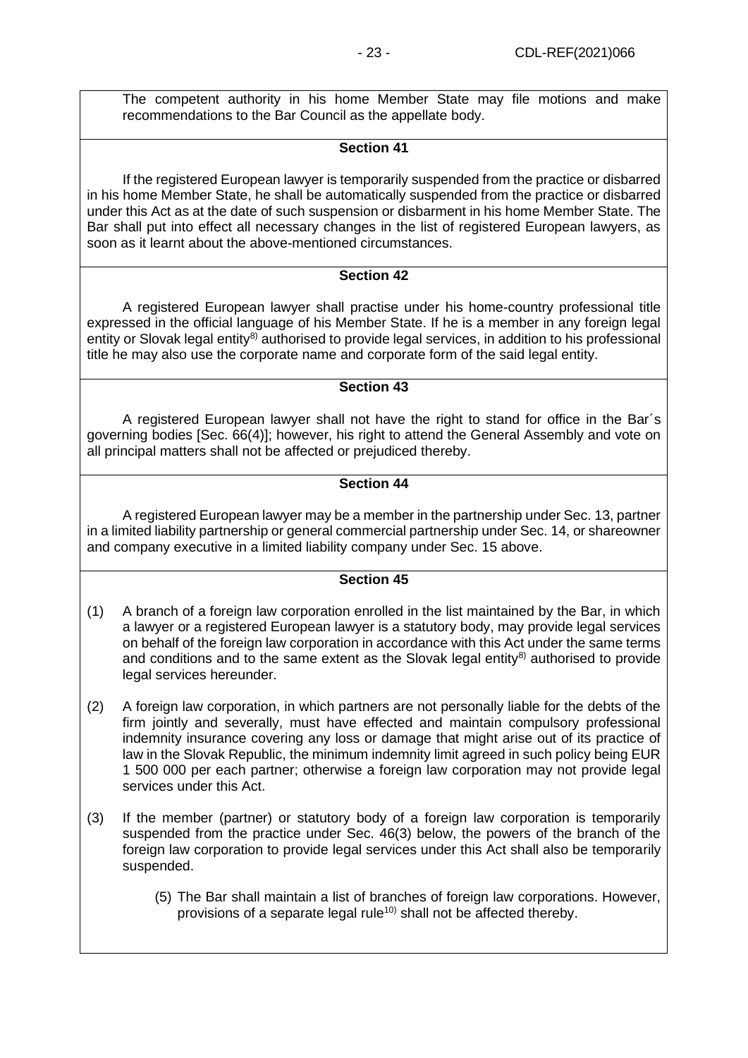The competent authority in his home Member State may file motions and make recommendations to the Bar Council as the appellate body.

**Section 41**

If the registered European lawyer is temporarily suspended from the practice or disbarred in his home Member State, he shall be automatically suspended from the practice or disbarred under this Act as at the date of such suspension or disbarment in his home Member State. The Bar shall put into effect all necessary changes in the list of registered European lawyers, as soon as it learnt about the above-mentioned circumstances.

**Section 42**

A registered European lawyer shall practise under his home-country professional title expressed in the official language of his Member State. If he is a member in any foreign legal entity or Slovak legal entity[8)] authorised to provide legal services, in addition to his professional title he may also use the corporate name and corporate form of the said legal entity.

**Section 43**

A registered European lawyer shall not have the right to stand for office in the Bar´s governing bodies [Sec. 66(4)]; however, his right to attend the General Assembly and vote on all principal matters shall not be affected or prejudiced thereby.

**Section 44**

A registered European lawyer may be a member in the partnership under Sec. 13, partner in a limited liability partnership or general commercial partnership under Sec. 14, or shareowner and company executive in a limited liability company under Sec. 15 above.

**Section 45**

(1) A branch of a foreign law corporation enrolled in the list maintained by the Bar, in which a lawyer or a registered European lawyer is a statutory body, may provide legal services on behalf of the foreign law corporation in accordance with this Act under the same terms and conditions and to the same extent as the Slovak legal entity[8)] authorised to provide legal services hereunder.

(2) A foreign law corporation, in which partners are not personally liable for the debts of the firm jointly and severally, must have effected and maintain compulsory professional indemnity insurance covering any loss or damage that might arise out of its practice of law in the Slovak Republic, the minimum indemnity limit agreed in such policy being EUR 1 500 000 per each partner; otherwise a foreign law corporation may not provide legal services under this Act.

(3) If the member (partner) or statutory body of a foreign law corporation is temporarily suspended from the practice under Sec. 46(3) below, the powers of the branch of the foreign law corporation to provide legal services under this Act shall also be temporarily suspended.

(5) The Bar shall maintain a list of branches of foreign law corporations. However, provisions of a separate legal rule[10)] shall not be affected thereby.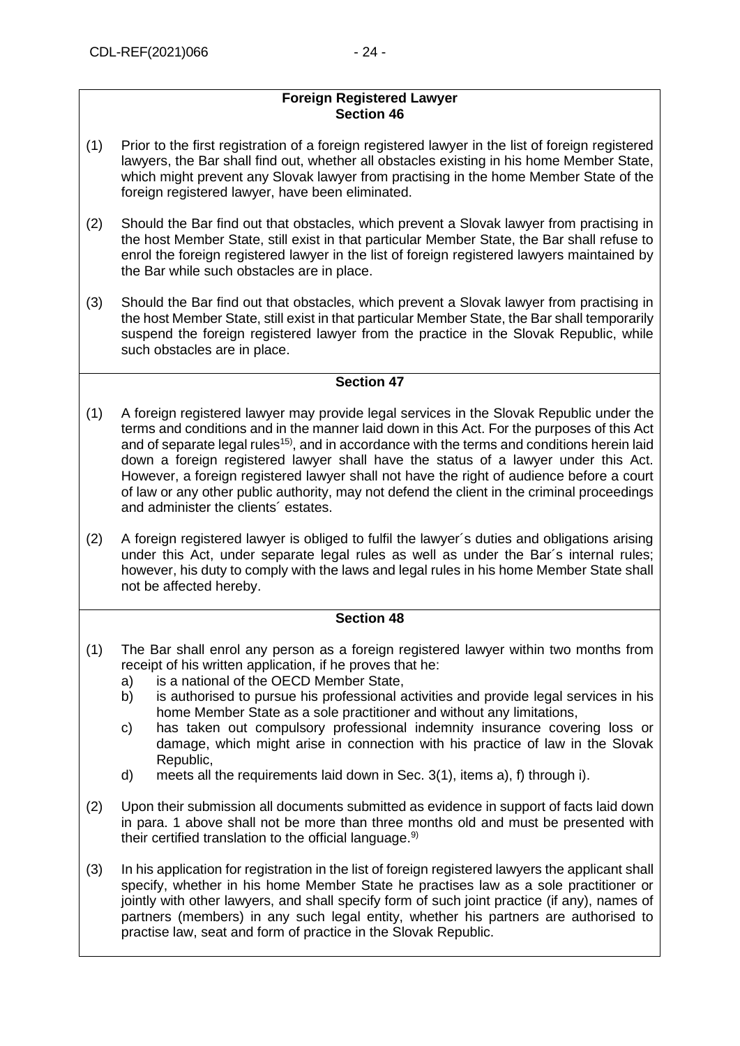**Foreign Registered Lawyer**
**Section 46**

(1) Prior to the first registration of a foreign registered lawyer in the list of foreign registered lawyers, the Bar shall find out, whether all obstacles existing in his home Member State, which might prevent any Slovak lawyer from practising in the home Member State of the foreign registered lawyer, have been eliminated.

(2) Should the Bar find out that obstacles, which prevent a Slovak lawyer from practising in the host Member State, still exist in that particular Member State, the Bar shall refuse to enrol the foreign registered lawyer in the list of foreign registered lawyers maintained by the Bar while such obstacles are in place.

(3) Should the Bar find out that obstacles, which prevent a Slovak lawyer from practising in the host Member State, still exist in that particular Member State, the Bar shall temporarily suspend the foreign registered lawyer from the practice in the Slovak Republic, while such obstacles are in place.

**Section 47**

(1) A foreign registered lawyer may provide legal services in the Slovak Republic under the terms and conditions and in the manner laid down in this Act. For the purposes of this Act and of separate legal rules[15)], and in accordance with the terms and conditions herein laid down a foreign registered lawyer shall have the status of a lawyer under this Act. However, a foreign registered lawyer shall not have the right of audience before a court of law or any other public authority, may not defend the client in the criminal proceedings and administer the clients´ estates.

(2) A foreign registered lawyer is obliged to fulfil the lawyer´s duties and obligations arising under this Act, under separate legal rules as well as under the Bar´s internal rules; however, his duty to comply with the laws and legal rules in his home Member State shall not be affected hereby.

**Section 48**

(1) The Bar shall enrol any person as a foreign registered lawyer within two months from receipt of his written application, if he proves that he:
   a) is a national of the OECD Member State,
   b) is authorised to pursue his professional activities and provide legal services in his home Member State as a sole practitioner and without any limitations,
   c) has taken out compulsory professional indemnity insurance covering loss or damage, which might arise in connection with his practice of law in the Slovak Republic,
   d) meets all the requirements laid down in Sec. 3(1), items a), f) through i).

(2) Upon their submission all documents submitted as evidence in support of facts laid down in para. 1 above shall not be more than three months old and must be presented with their certified translation to the official language.[9)]

(3) In his application for registration in the list of foreign registered lawyers the applicant shall specify, whether in his home Member State he practises law as a sole practitioner or jointly with other lawyers, and shall specify form of such joint practice (if any), names of partners (members) in any such legal entity, whether his partners are authorised to practise law, seat and form of practice in the Slovak Republic.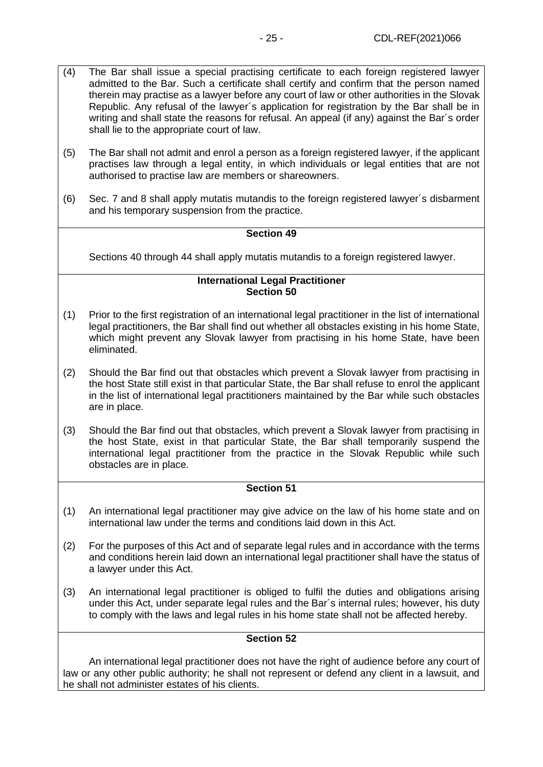(4) The Bar shall issue a special practising certificate to each foreign registered lawyer admitted to the Bar. Such a certificate shall certify and confirm that the person named therein may practise as a lawyer before any court of law or other authorities in the Slovak Republic. Any refusal of the lawyer´s application for registration by the Bar shall be in writing and shall state the reasons for refusal. An appeal (if any) against the Bar´s order shall lie to the appropriate court of law.

(5) The Bar shall not admit and enrol a person as a foreign registered lawyer, if the applicant practises law through a legal entity, in which individuals or legal entities that are not authorised to practise law are members or shareowners.

(6) Sec. 7 and 8 shall apply mutatis mutandis to the foreign registered lawyer´s disbarment and his temporary suspension from the practice.

**Section 49**

Sections 40 through 44 shall apply mutatis mutandis to a foreign registered lawyer.

**International Legal Practitioner**
**Section 50**

(1) Prior to the first registration of an international legal practitioner in the list of international legal practitioners, the Bar shall find out whether all obstacles existing in his home State, which might prevent any Slovak lawyer from practising in his home State, have been eliminated.

(2) Should the Bar find out that obstacles which prevent a Slovak lawyer from practising in the host State still exist in that particular State, the Bar shall refuse to enrol the applicant in the list of international legal practitioners maintained by the Bar while such obstacles are in place.

(3) Should the Bar find out that obstacles, which prevent a Slovak lawyer from practising in the host State, exist in that particular State, the Bar shall temporarily suspend the international legal practitioner from the practice in the Slovak Republic while such obstacles are in place.

**Section 51**

(1) An international legal practitioner may give advice on the law of his home state and on international law under the terms and conditions laid down in this Act.

(2) For the purposes of this Act and of separate legal rules and in accordance with the terms and conditions herein laid down an international legal practitioner shall have the status of a lawyer under this Act.

(3) An international legal practitioner is obliged to fulfil the duties and obligations arising under this Act, under separate legal rules and the Bar´s internal rules; however, his duty to comply with the laws and legal rules in his home state shall not be affected hereby.

**Section 52**

An international legal practitioner does not have the right of audience before any court of law or any other public authority; he shall not represent or defend any client in a lawsuit, and he shall not administer estates of his clients.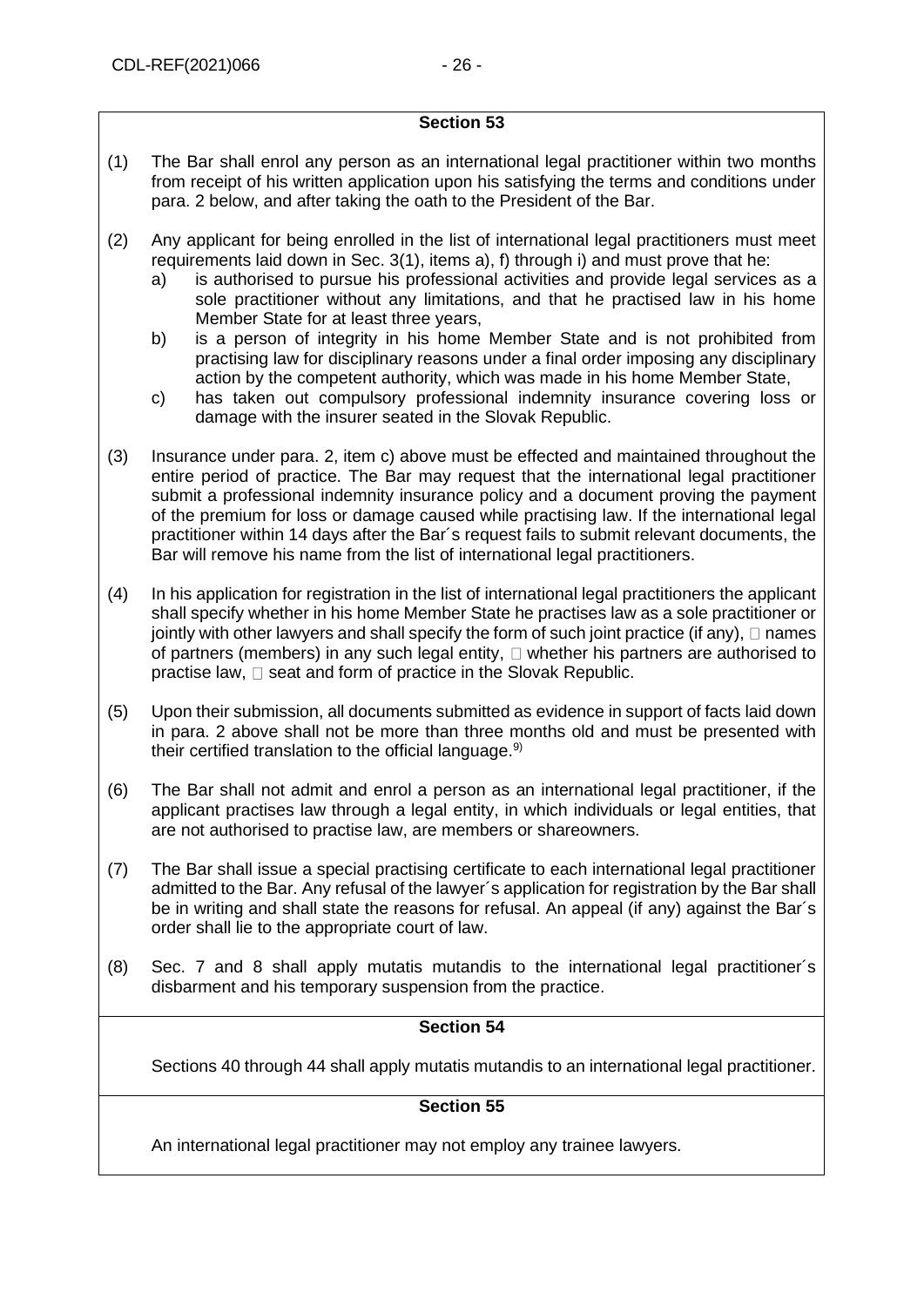## Section 53

(1) The Bar shall enrol any person as an international legal practitioner within two months from receipt of his written application upon his satisfying the terms and conditions under para. 2 below, and after taking the oath to the President of the Bar.

(2) Any applicant for being enrolled in the list of international legal practitioners must meet requirements laid down in Sec. 3(1), items a), f) through i) and must prove that he:

   a) is authorised to pursue his professional activities and provide legal services as a sole practitioner without any limitations, and that he practised law in his home Member State for at least three years,

   b) is a person of integrity in his home Member State and is not prohibited from practising law for disciplinary reasons under a final order imposing any disciplinary action by the competent authority, which was made in his home Member State,

   c) has taken out compulsory professional indemnity insurance covering loss or damage with the insurer seated in the Slovak Republic.

(3) Insurance under para. 2, item c) above must be effected and maintained throughout the entire period of practice. The Bar may request that the international legal practitioner submit a professional indemnity insurance policy and a document proving the payment of the premium for loss or damage caused while practising law. If the international legal practitioner within 14 days after the Bar´s request fails to submit relevant documents, the Bar will remove his name from the list of international legal practitioners.

(4) In his application for registration in the list of international legal practitioners the applicant shall specify whether in his home Member State he practises law as a sole practitioner or jointly with other lawyers and shall specify the form of such joint practice (if any),  names of partners (members) in any such legal entity,  whether his partners are authorised to practise law,  seat and form of practice in the Slovak Republic.

(5) Upon their submission, all documents submitted as evidence in support of facts laid down in para. 2 above shall not be more than three months old and must be presented with their certified translation to the official language.[9)]

(6) The Bar shall not admit and enrol a person as an international legal practitioner, if the applicant practises law through a legal entity, in which individuals or legal entities, that are not authorised to practise law, are members or shareowners.

(7) The Bar shall issue a special practising certificate to each international legal practitioner admitted to the Bar. Any refusal of the lawyer´s application for registration by the Bar shall be in writing and shall state the reasons for refusal. An appeal (if any) against the Bar´s order shall lie to the appropriate court of law.

(8) Sec. 7 and 8 shall apply mutatis mutandis to the international legal practitioner´s disbarment and his temporary suspension from the practice.

## Section 54

Sections 40 through 44 shall apply mutatis mutandis to an international legal practitioner.

## Section 55

An international legal practitioner may not employ any trainee lawyers.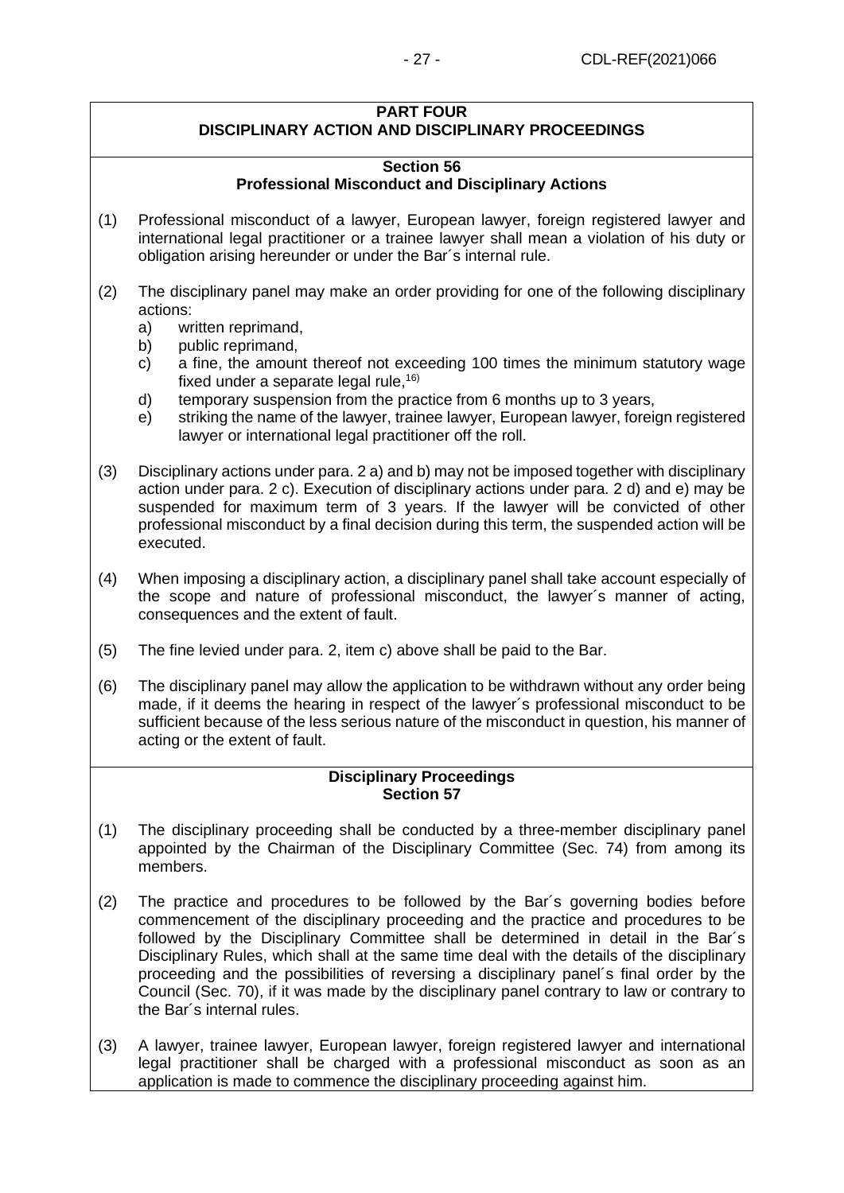## PART FOUR
## DISCIPLINARY ACTION AND DISCIPLINARY PROCEEDINGS

### Section 56
### Professional Misconduct and Disciplinary Actions

(1) Professional misconduct of a lawyer, European lawyer, foreign registered lawyer and international legal practitioner or a trainee lawyer shall mean a violation of his duty or obligation arising hereunder or under the Bar´s internal rule.

(2) The disciplinary panel may make an order providing for one of the following disciplinary actions:
   a) written reprimand,
   b) public reprimand,
   c) a fine, the amount thereof not exceeding 100 times the minimum statutory wage fixed under a separate legal rule,[16)]
   d) temporary suspension from the practice from 6 months up to 3 years,
   e) striking the name of the lawyer, trainee lawyer, European lawyer, foreign registered lawyer or international legal practitioner off the roll.

(3) Disciplinary actions under para. 2 a) and b) may not be imposed together with disciplinary action under para. 2 c). Execution of disciplinary actions under para. 2 d) and e) may be suspended for maximum term of 3 years. If the lawyer will be convicted of other professional misconduct by a final decision during this term, the suspended action will be executed.

(4) When imposing a disciplinary action, a disciplinary panel shall take account especially of the scope and nature of professional misconduct, the lawyer´s manner of acting, consequences and the extent of fault.

(5) The fine levied under para. 2, item c) above shall be paid to the Bar.

(6) The disciplinary panel may allow the application to be withdrawn without any order being made, if it deems the hearing in respect of the lawyer´s professional misconduct to be sufficient because of the less serious nature of the misconduct in question, his manner of acting or the extent of fault.

### Disciplinary Proceedings
### Section 57

(1) The disciplinary proceeding shall be conducted by a three-member disciplinary panel appointed by the Chairman of the Disciplinary Committee (Sec. 74) from among its members.

(2) The practice and procedures to be followed by the Bar´s governing bodies before commencement of the disciplinary proceeding and the practice and procedures to be followed by the Disciplinary Committee shall be determined in detail in the Bar´s Disciplinary Rules, which shall at the same time deal with the details of the disciplinary proceeding and the possibilities of reversing a disciplinary panel´s final order by the Council (Sec. 70), if it was made by the disciplinary panel contrary to law or contrary to the Bar´s internal rules.

(3) A lawyer, trainee lawyer, European lawyer, foreign registered lawyer and international legal practitioner shall be charged with a professional misconduct as soon as an application is made to commence the disciplinary proceeding against him.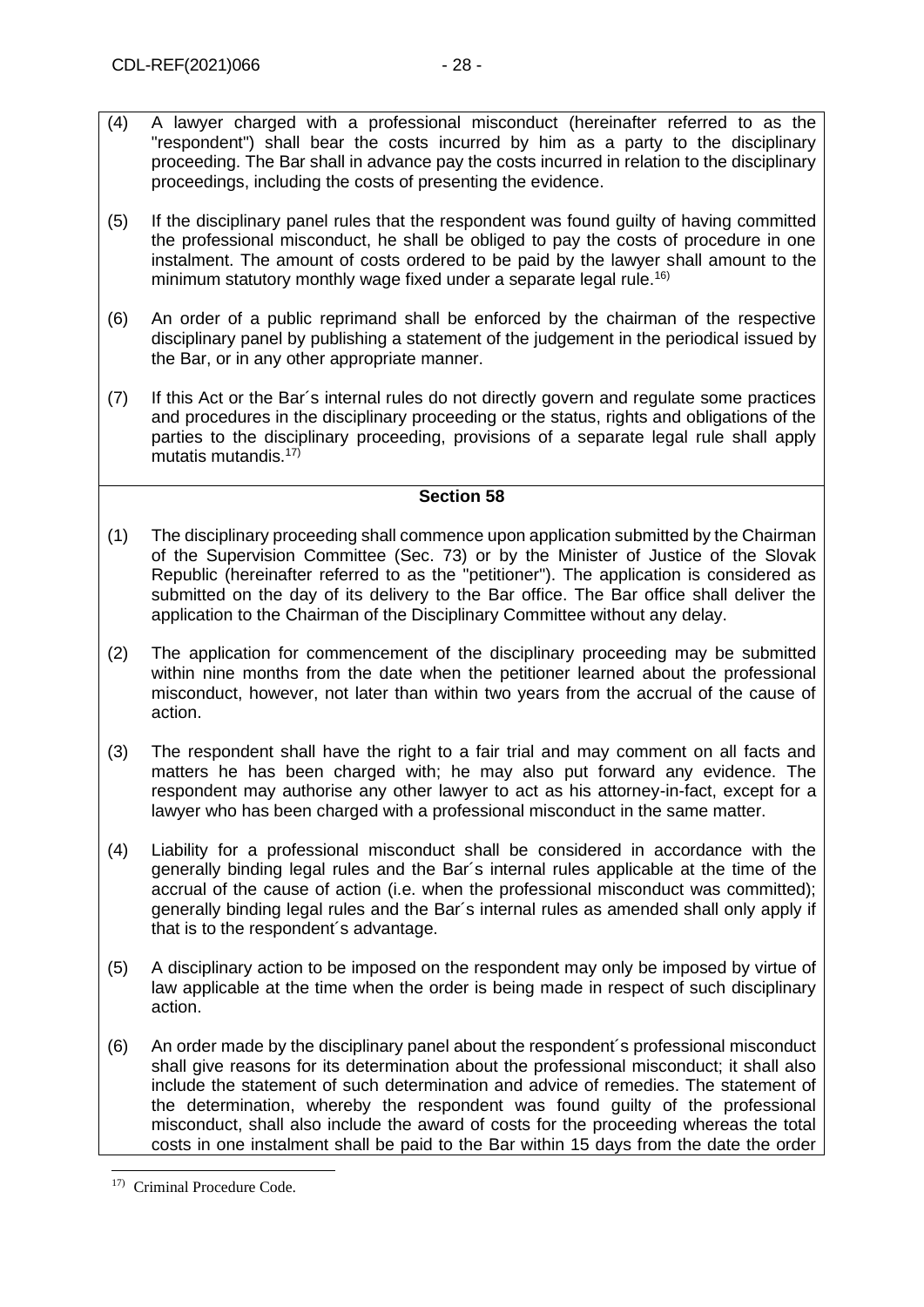(4) A lawyer charged with a professional misconduct (hereinafter referred to as the "respondent") shall bear the costs incurred by him as a party to the disciplinary proceeding. The Bar shall in advance pay the costs incurred in relation to the disciplinary proceedings, including the costs of presenting the evidence.

(5) If the disciplinary panel rules that the respondent was found guilty of having committed the professional misconduct, he shall be obliged to pay the costs of procedure in one instalment. The amount of costs ordered to be paid by the lawyer shall amount to the minimum statutory monthly wage fixed under a separate legal rule.[16)]

(6) An order of a public reprimand shall be enforced by the chairman of the respective disciplinary panel by publishing a statement of the judgement in the periodical issued by the Bar, or in any other appropriate manner.

(7) If this Act or the Bar´s internal rules do not directly govern and regulate some practices and procedures in the disciplinary proceeding or the status, rights and obligations of the parties to the disciplinary proceeding, provisions of a separate legal rule shall apply mutatis mutandis.[17)]

**Section 58**

(1) The disciplinary proceeding shall commence upon application submitted by the Chairman of the Supervision Committee (Sec. 73) or by the Minister of Justice of the Slovak Republic (hereinafter referred to as the "petitioner"). The application is considered as submitted on the day of its delivery to the Bar office. The Bar office shall deliver the application to the Chairman of the Disciplinary Committee without any delay.

(2) The application for commencement of the disciplinary proceeding may be submitted within nine months from the date when the petitioner learned about the professional misconduct, however, not later than within two years from the accrual of the cause of action.

(3) The respondent shall have the right to a fair trial and may comment on all facts and matters he has been charged with; he may also put forward any evidence. The respondent may authorise any other lawyer to act as his attorney-in-fact, except for a lawyer who has been charged with a professional misconduct in the same matter.

(4) Liability for a professional misconduct shall be considered in accordance with the generally binding legal rules and the Bar´s internal rules applicable at the time of the accrual of the cause of action (i.e. when the professional misconduct was committed); generally binding legal rules and the Bar´s internal rules as amended shall only apply if that is to the respondent´s advantage.

(5) A disciplinary action to be imposed on the respondent may only be imposed by virtue of law applicable at the time when the order is being made in respect of such disciplinary action.

(6) An order made by the disciplinary panel about the respondent´s professional misconduct shall give reasons for its determination about the professional misconduct; it shall also include the statement of such determination and advice of remedies. The statement of the determination, whereby the respondent was found guilty of the professional misconduct, shall also include the award of costs for the proceeding whereas the total costs in one instalment shall be paid to the Bar within 15 days from the date the order

---

17) Criminal Procedure Code.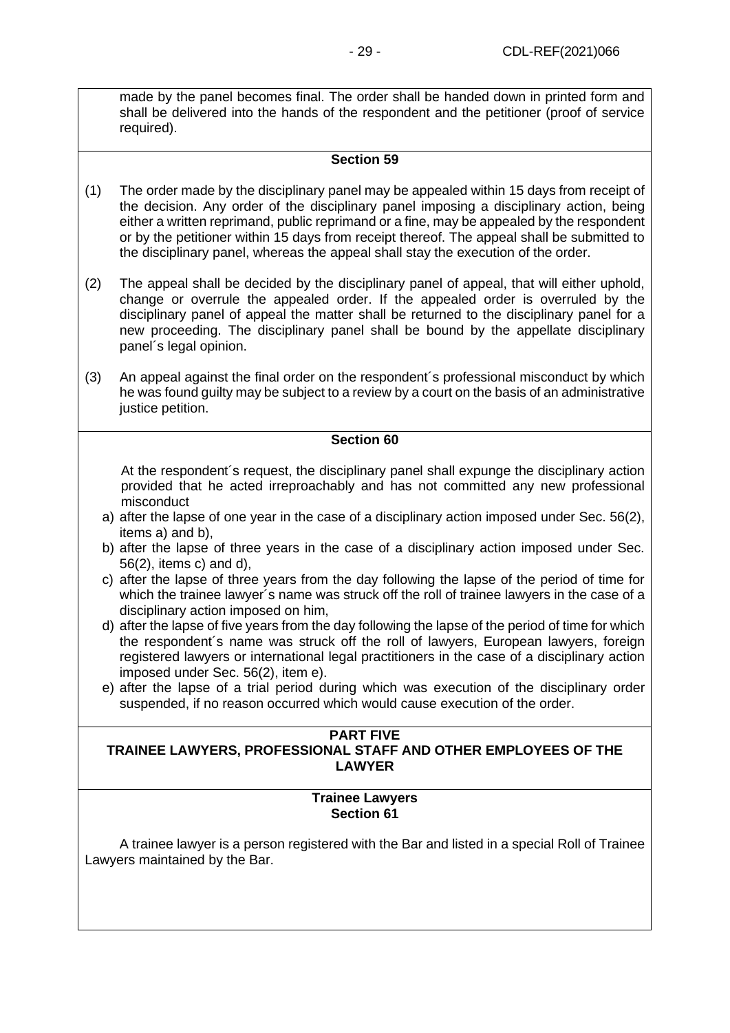made by the panel becomes final. The order shall be handed down in printed form and shall be delivered into the hands of the respondent and the petitioner (proof of service required).

**Section 59**

(1) The order made by the disciplinary panel may be appealed within 15 days from receipt of the decision. Any order of the disciplinary panel imposing a disciplinary action, being either a written reprimand, public reprimand or a fine, may be appealed by the respondent or by the petitioner within 15 days from receipt thereof. The appeal shall be submitted to the disciplinary panel, whereas the appeal shall stay the execution of the order.

(2) The appeal shall be decided by the disciplinary panel of appeal, that will either uphold, change or overrule the appealed order. If the appealed order is overruled by the disciplinary panel of appeal the matter shall be returned to the disciplinary panel for a new proceeding. The disciplinary panel shall be bound by the appellate disciplinary panel´s legal opinion.

(3) An appeal against the final order on the respondent´s professional misconduct by which he was found guilty may be subject to a review by a court on the basis of an administrative justice petition.

**Section 60**

At the respondent´s request, the disciplinary panel shall expunge the disciplinary action provided that he acted irreproachably and has not committed any new professional misconduct

a) after the lapse of one year in the case of a disciplinary action imposed under Sec. 56(2), items a) and b),
b) after the lapse of three years in the case of a disciplinary action imposed under Sec. 56(2), items c) and d),
c) after the lapse of three years from the day following the lapse of the period of time for which the trainee lawyer´s name was struck off the roll of trainee lawyers in the case of a disciplinary action imposed on him,
d) after the lapse of five years from the day following the lapse of the period of time for which the respondent´s name was struck off the roll of lawyers, European lawyers, foreign registered lawyers or international legal practitioners in the case of a disciplinary action imposed under Sec. 56(2), item e).
e) after the lapse of a trial period during which was execution of the disciplinary order suspended, if no reason occurred which would cause execution of the order.

## PART FIVE
## TRAINEE LAWYERS, PROFESSIONAL STAFF AND OTHER EMPLOYEES OF THE LAWYER

### Trainee Lawyers
**Section 61**

A trainee lawyer is a person registered with the Bar and listed in a special Roll of Trainee Lawyers maintained by the Bar.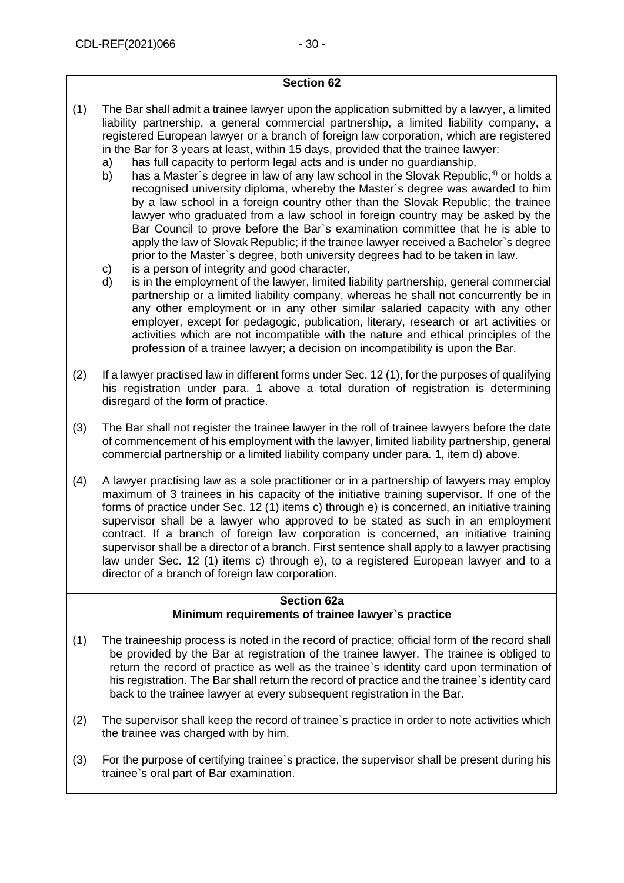### Section 62

(1) The Bar shall admit a trainee lawyer upon the application submitted by a lawyer, a limited liability partnership, a general commercial partnership, a limited liability company, a registered European lawyer or a branch of foreign law corporation, which are registered in the Bar for 3 years at least, within 15 days, provided that the trainee lawyer:

a) has full capacity to perform legal acts and is under no guardianship,

b) has a Master´s degree in law of any law school in the Slovak Republic,[4)] or holds a recognised university diploma, whereby the Master´s degree was awarded to him by a law school in a foreign country other than the Slovak Republic; the trainee lawyer who graduated from a law school in foreign country may be asked by the Bar Council to prove before the Bar`s examination committee that he is able to apply the law of Slovak Republic; if the trainee lawyer received a Bachelor`s degree prior to the Master`s degree, both university degrees had to be taken in law.

c) is a person of integrity and good character,

d) is in the employment of the lawyer, limited liability partnership, general commercial partnership or a limited liability company, whereas he shall not concurrently be in any other employment or in any other similar salaried capacity with any other employer, except for pedagogic, publication, literary, research or art activities or activities which are not incompatible with the nature and ethical principles of the profession of a trainee lawyer; a decision on incompatibility is upon the Bar.

(2) If a lawyer practised law in different forms under Sec. 12 (1), for the purposes of qualifying his registration under para. 1 above a total duration of registration is determining disregard of the form of practice.

(3) The Bar shall not register the trainee lawyer in the roll of trainee lawyers before the date of commencement of his employment with the lawyer, limited liability partnership, general commercial partnership or a limited liability company under para. 1, item d) above.

(4) A lawyer practising law as a sole practitioner or in a partnership of lawyers may employ maximum of 3 trainees in his capacity of the initiative training supervisor. If one of the forms of practice under Sec. 12 (1) items c) through e) is concerned, an initiative training supervisor shall be a lawyer who approved to be stated as such in an employment contract. If a branch of foreign law corporation is concerned, an initiative training supervisor shall be a director of a branch. First sentence shall apply to a lawyer practising law under Sec. 12 (1) items c) through e), to a registered European lawyer and to a director of a branch of foreign law corporation.

### Section 62a
### Minimum requirements of trainee lawyer`s practice

(1) The traineeship process is noted in the record of practice; official form of the record shall be provided by the Bar at registration of the trainee lawyer. The trainee is obliged to return the record of practice as well as the trainee`s identity card upon termination of his registration. The Bar shall return the record of practice and the trainee`s identity card back to the trainee lawyer at every subsequent registration in the Bar.

(2) The supervisor shall keep the record of trainee`s practice in order to note activities which the trainee was charged with by him.

(3) For the purpose of certifying trainee`s practice, the supervisor shall be present during his trainee`s oral part of Bar examination.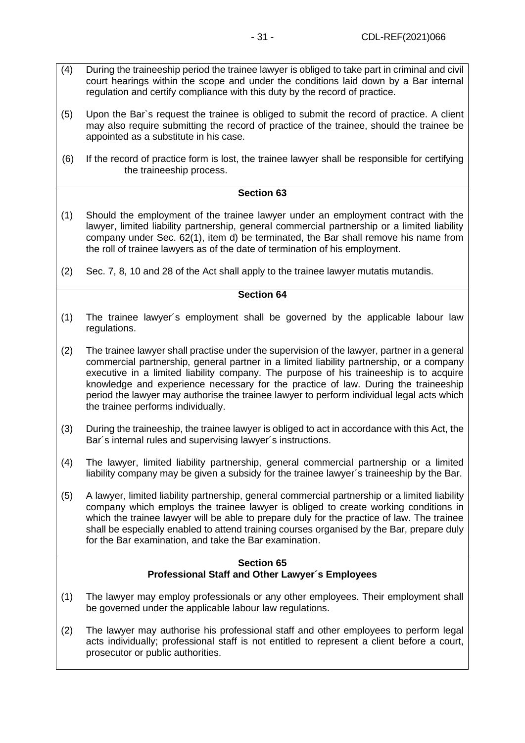(4) During the traineeship period the trainee lawyer is obliged to take part in criminal and civil court hearings within the scope and under the conditions laid down by a Bar internal regulation and certify compliance with this duty by the record of practice.

(5) Upon the Bar`s request the trainee is obliged to submit the record of practice. A client may also require submitting the record of practice of the trainee, should the trainee be appointed as a substitute in his case.

(6) If the record of practice form is lost, the trainee lawyer shall be responsible for certifying the traineeship process.

**Section 63**

(1) Should the employment of the trainee lawyer under an employment contract with the lawyer, limited liability partnership, general commercial partnership or a limited liability company under Sec. 62(1), item d) be terminated, the Bar shall remove his name from the roll of trainee lawyers as of the date of termination of his employment.

(2) Sec. 7, 8, 10 and 28 of the Act shall apply to the trainee lawyer mutatis mutandis.

**Section 64**

(1) The trainee lawyer´s employment shall be governed by the applicable labour law regulations.

(2) The trainee lawyer shall practise under the supervision of the lawyer, partner in a general commercial partnership, general partner in a limited liability partnership, or a company executive in a limited liability company. The purpose of his traineeship is to acquire knowledge and experience necessary for the practice of law. During the traineeship period the lawyer may authorise the trainee lawyer to perform individual legal acts which the trainee performs individually.

(3) During the traineeship, the trainee lawyer is obliged to act in accordance with this Act, the Bar´s internal rules and supervising lawyer´s instructions.

(4) The lawyer, limited liability partnership, general commercial partnership or a limited liability company may be given a subsidy for the trainee lawyer´s traineeship by the Bar.

(5) A lawyer, limited liability partnership, general commercial partnership or a limited liability company which employs the trainee lawyer is obliged to create working conditions in which the trainee lawyer will be able to prepare duly for the practice of law. The trainee shall be especially enabled to attend training courses organised by the Bar, prepare duly for the Bar examination, and take the Bar examination.

**Section 65**
**Professional Staff and Other Lawyer´s Employees**

(1) The lawyer may employ professionals or any other employees. Their employment shall be governed under the applicable labour law regulations.

(2) The lawyer may authorise his professional staff and other employees to perform legal acts individually; professional staff is not entitled to represent a client before a court, prosecutor or public authorities.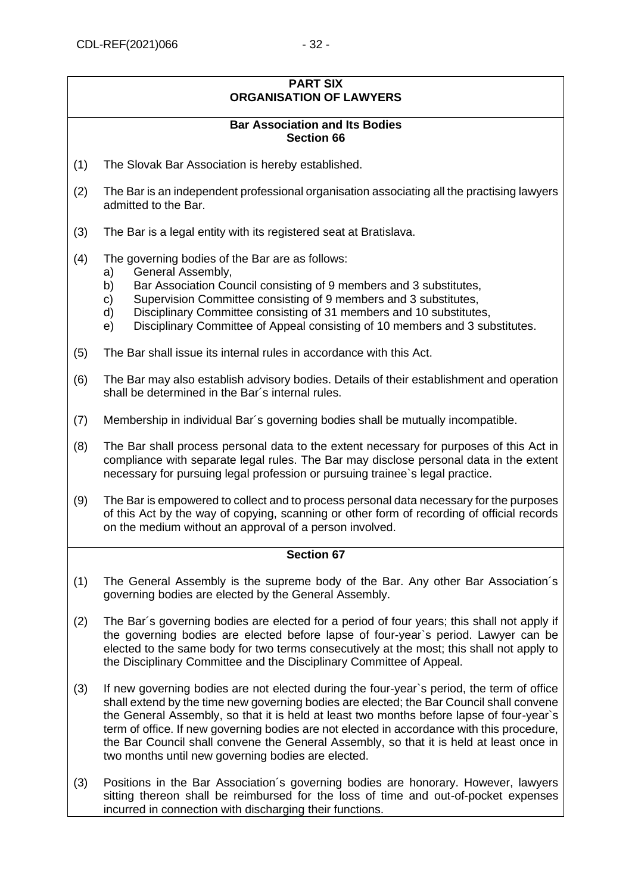## PART SIX
## ORGANISATION OF LAWYERS

### Bar Association and Its Bodies
### Section 66

(1) The Slovak Bar Association is hereby established.

(2) The Bar is an independent professional organisation associating all the practising lawyers admitted to the Bar.

(3) The Bar is a legal entity with its registered seat at Bratislava.

(4) The governing bodies of the Bar are as follows:
   a) General Assembly,
   b) Bar Association Council consisting of 9 members and 3 substitutes,
   c) Supervision Committee consisting of 9 members and 3 substitutes,
   d) Disciplinary Committee consisting of 31 members and 10 substitutes,
   e) Disciplinary Committee of Appeal consisting of 10 members and 3 substitutes.

(5) The Bar shall issue its internal rules in accordance with this Act.

(6) The Bar may also establish advisory bodies. Details of their establishment and operation shall be determined in the Bar´s internal rules.

(7) Membership in individual Bar´s governing bodies shall be mutually incompatible.

(8) The Bar shall process personal data to the extent necessary for purposes of this Act in compliance with separate legal rules. The Bar may disclose personal data in the extent necessary for pursuing legal profession or pursuing trainee`s legal practice.

(9) The Bar is empowered to collect and to process personal data necessary for the purposes of this Act by the way of copying, scanning or other form of recording of official records on the medium without an approval of a person involved.

### Section 67

(1) The General Assembly is the supreme body of the Bar. Any other Bar Association´s governing bodies are elected by the General Assembly.

(2) The Bar´s governing bodies are elected for a period of four years; this shall not apply if the governing bodies are elected before lapse of four-year`s period. Lawyer can be elected to the same body for two terms consecutively at the most; this shall not apply to the Disciplinary Committee and the Disciplinary Committee of Appeal.

(3) If new governing bodies are not elected during the four-year`s period, the term of office shall extend by the time new governing bodies are elected; the Bar Council shall convene the General Assembly, so that it is held at least two months before lapse of four-year`s term of office. If new governing bodies are not elected in accordance with this procedure, the Bar Council shall convene the General Assembly, so that it is held at least once in two months until new governing bodies are elected.

(3) Positions in the Bar Association´s governing bodies are honorary. However, lawyers sitting thereon shall be reimbursed for the loss of time and out-of-pocket expenses incurred in connection with discharging their functions.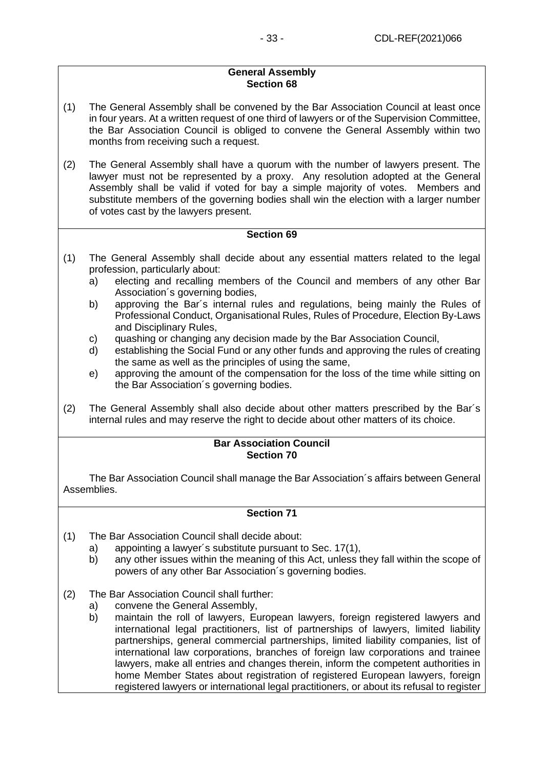**General Assembly**
**Section 68**

(1) The General Assembly shall be convened by the Bar Association Council at least once in four years. At a written request of one third of lawyers or of the Supervision Committee, the Bar Association Council is obliged to convene the General Assembly within two months from receiving such a request.

(2) The General Assembly shall have a quorum with the number of lawyers present. The lawyer must not be represented by a proxy. Any resolution adopted at the General Assembly shall be valid if voted for bay a simple majority of votes. Members and substitute members of the governing bodies shall win the election with a larger number of votes cast by the lawyers present.

**Section 69**

(1) The General Assembly shall decide about any essential matters related to the legal profession, particularly about:
   a) electing and recalling members of the Council and members of any other Bar Association´s governing bodies,
   b) approving the Bar´s internal rules and regulations, being mainly the Rules of Professional Conduct, Organisational Rules, Rules of Procedure, Election By-Laws and Disciplinary Rules,
   c) quashing or changing any decision made by the Bar Association Council,
   d) establishing the Social Fund or any other funds and approving the rules of creating the same as well as the principles of using the same,
   e) approving the amount of the compensation for the loss of the time while sitting on the Bar Association´s governing bodies.

(2) The General Assembly shall also decide about other matters prescribed by the Bar´s internal rules and may reserve the right to decide about other matters of its choice.

**Bar Association Council**
**Section 70**

The Bar Association Council shall manage the Bar Association´s affairs between General Assemblies.

**Section 71**

(1) The Bar Association Council shall decide about:
   a) appointing a lawyer´s substitute pursuant to Sec. 17(1),
   b) any other issues within the meaning of this Act, unless they fall within the scope of powers of any other Bar Association´s governing bodies.

(2) The Bar Association Council shall further:
   a) convene the General Assembly,
   b) maintain the roll of lawyers, European lawyers, foreign registered lawyers and international legal practitioners, list of partnerships of lawyers, limited liability partnerships, general commercial partnerships, limited liability companies, list of international law corporations, branches of foreign law corporations and trainee lawyers, make all entries and changes therein, inform the competent authorities in home Member States about registration of registered European lawyers, foreign registered lawyers or international legal practitioners, or about its refusal to register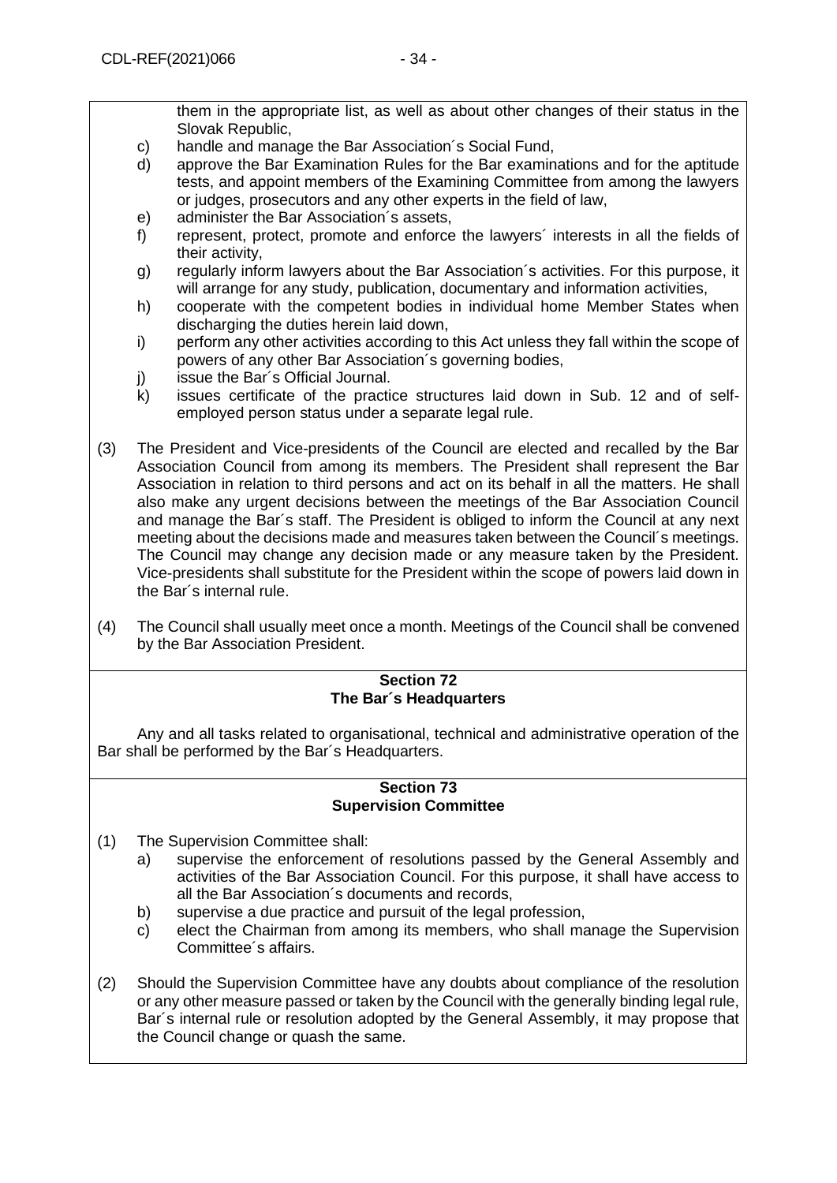them in the appropriate list, as well as about other changes of their status in the Slovak Republic,

c) handle and manage the Bar Association´s Social Fund,

d) approve the Bar Examination Rules for the Bar examinations and for the aptitude tests, and appoint members of the Examining Committee from among the lawyers or judges, prosecutors and any other experts in the field of law,

e) administer the Bar Association´s assets,

f) represent, protect, promote and enforce the lawyers´ interests in all the fields of their activity,

g) regularly inform lawyers about the Bar Association´s activities. For this purpose, it will arrange for any study, publication, documentary and information activities,

h) cooperate with the competent bodies in individual home Member States when discharging the duties herein laid down,

i) perform any other activities according to this Act unless they fall within the scope of powers of any other Bar Association´s governing bodies,

j) issue the Bar´s Official Journal.

k) issues certificate of the practice structures laid down in Sub. 12 and of self-employed person status under a separate legal rule.

(3) The President and Vice-presidents of the Council are elected and recalled by the Bar Association Council from among its members. The President shall represent the Bar Association in relation to third persons and act on its behalf in all the matters. He shall also make any urgent decisions between the meetings of the Bar Association Council and manage the Bar´s staff. The President is obliged to inform the Council at any next meeting about the decisions made and measures taken between the Council´s meetings. The Council may change any decision made or any measure taken by the President. Vice-presidents shall substitute for the President within the scope of powers laid down in the Bar´s internal rule.

(4) The Council shall usually meet once a month. Meetings of the Council shall be convened by the Bar Association President.

## Section 72
## The Bar´s Headquarters

Any and all tasks related to organisational, technical and administrative operation of the Bar shall be performed by the Bar´s Headquarters.

## Section 73
## Supervision Committee

(1) The Supervision Committee shall:

a) supervise the enforcement of resolutions passed by the General Assembly and activities of the Bar Association Council. For this purpose, it shall have access to all the Bar Association´s documents and records,

b) supervise a due practice and pursuit of the legal profession,

c) elect the Chairman from among its members, who shall manage the Supervision Committee´s affairs.

(2) Should the Supervision Committee have any doubts about compliance of the resolution or any other measure passed or taken by the Council with the generally binding legal rule, Bar´s internal rule or resolution adopted by the General Assembly, it may propose that the Council change or quash the same.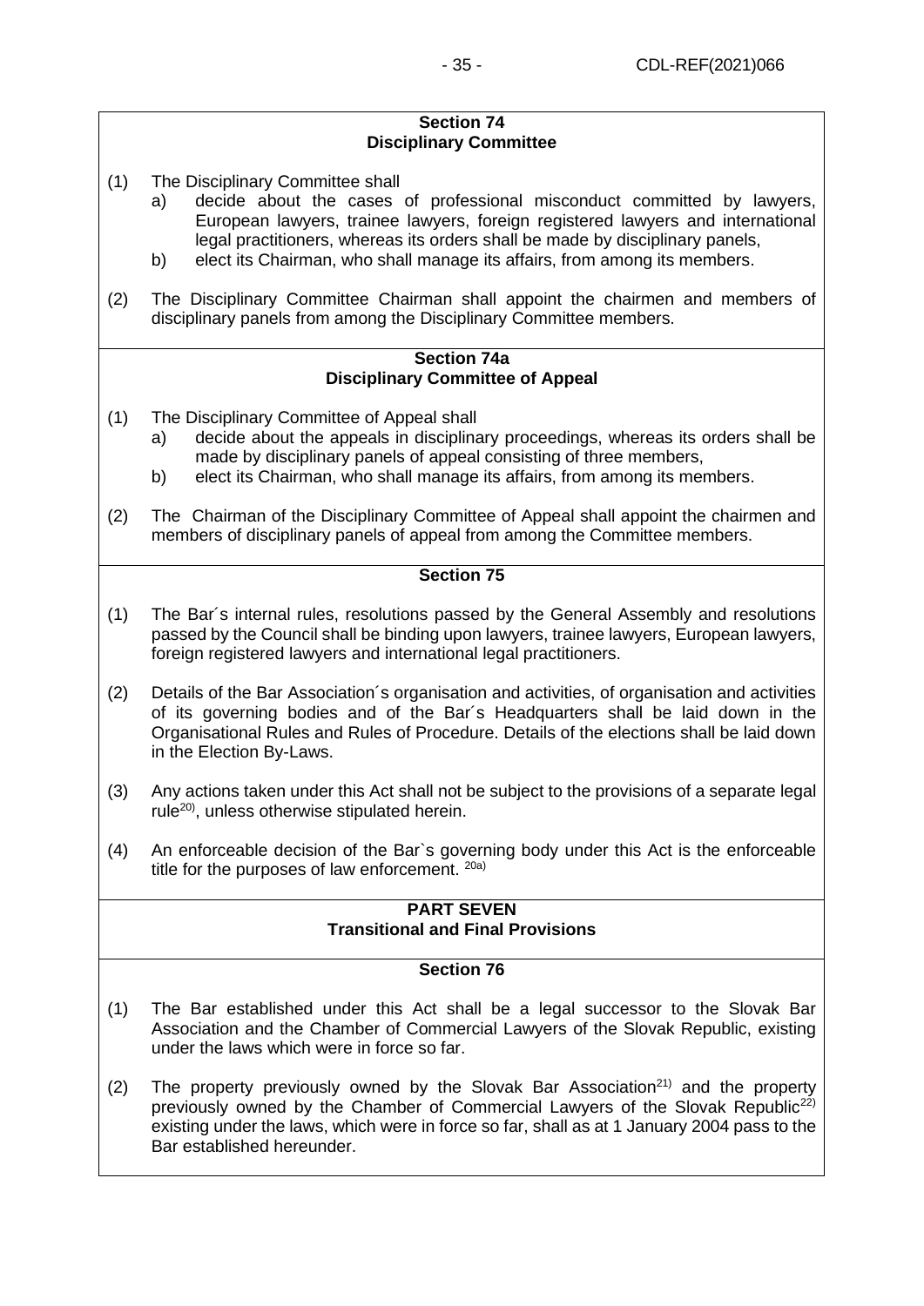### Section 74
### Disciplinary Committee

(1) The Disciplinary Committee shall
   a) decide about the cases of professional misconduct committed by lawyers, European lawyers, trainee lawyers, foreign registered lawyers and international legal practitioners, whereas its orders shall be made by disciplinary panels,
   b) elect its Chairman, who shall manage its affairs, from among its members.

(2) The Disciplinary Committee Chairman shall appoint the chairmen and members of disciplinary panels from among the Disciplinary Committee members.

### Section 74a
### Disciplinary Committee of Appeal

(1) The Disciplinary Committee of Appeal shall
   a) decide about the appeals in disciplinary proceedings, whereas its orders shall be made by disciplinary panels of appeal consisting of three members,
   b) elect its Chairman, who shall manage its affairs, from among its members.

(2) The Chairman of the Disciplinary Committee of Appeal shall appoint the chairmen and members of disciplinary panels of appeal from among the Committee members.

### Section 75

(1) The Bar´s internal rules, resolutions passed by the General Assembly and resolutions passed by the Council shall be binding upon lawyers, trainee lawyers, European lawyers, foreign registered lawyers and international legal practitioners.

(2) Details of the Bar Association´s organisation and activities, of organisation and activities of its governing bodies and of the Bar´s Headquarters shall be laid down in the Organisational Rules and Rules of Procedure. Details of the elections shall be laid down in the Election By-Laws.

(3) Any actions taken under this Act shall not be subject to the provisions of a separate legal rule[20)], unless otherwise stipulated herein.

(4) An enforceable decision of the Bar`s governing body under this Act is the enforceable title for the purposes of law enforcement. [20a)]

## PART SEVEN
## Transitional and Final Provisions

### Section 76

(1) The Bar established under this Act shall be a legal successor to the Slovak Bar Association and the Chamber of Commercial Lawyers of the Slovak Republic, existing under the laws which were in force so far.

(2) The property previously owned by the Slovak Bar Association[21)] and the property previously owned by the Chamber of Commercial Lawyers of the Slovak Republic[22)] existing under the laws, which were in force so far, shall as at 1 January 2004 pass to the Bar established hereunder.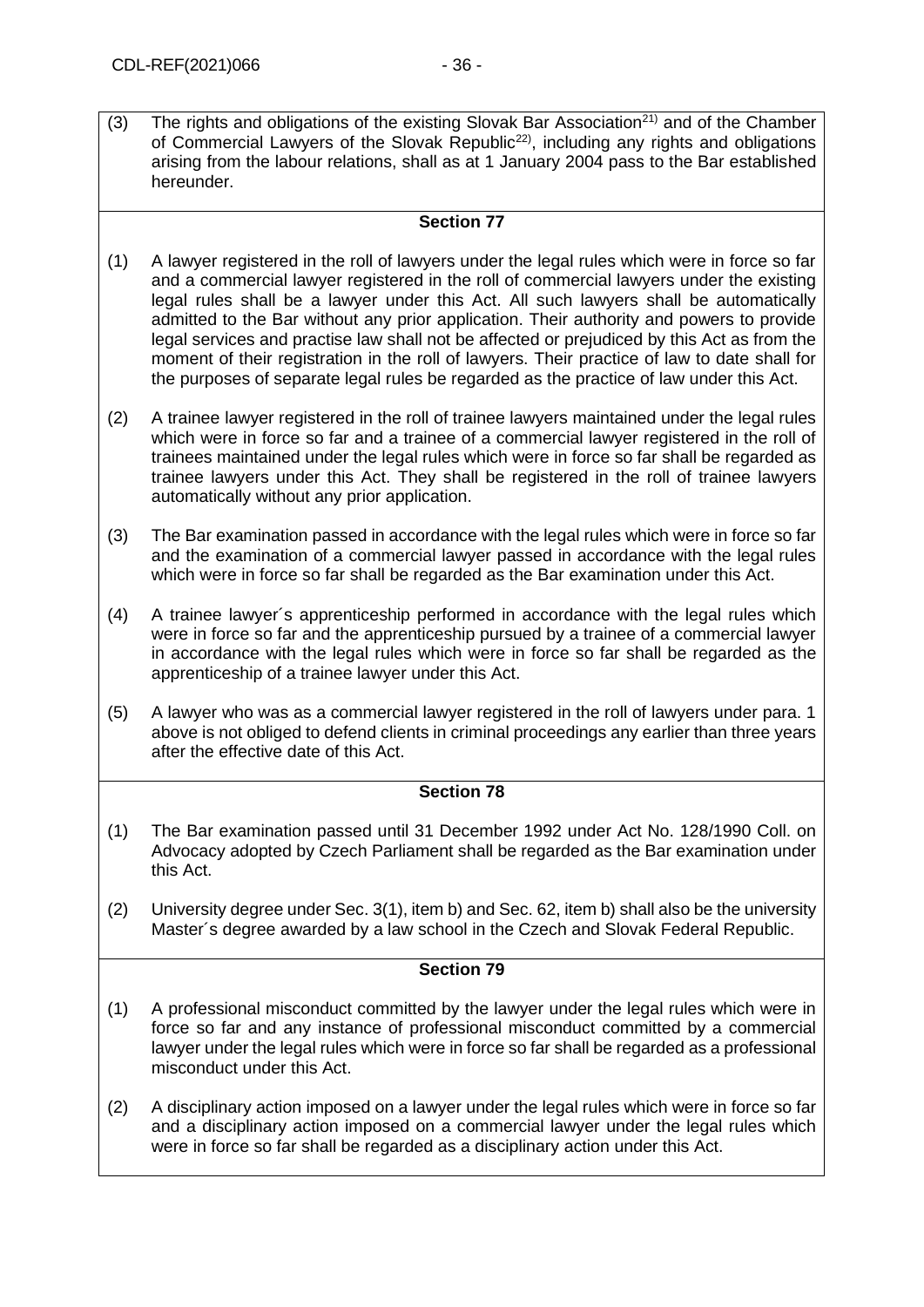(3) The rights and obligations of the existing Slovak Bar Association[21)] and of the Chamber of Commercial Lawyers of the Slovak Republic[22)], including any rights and obligations arising from the labour relations, shall as at 1 January 2004 pass to the Bar established hereunder.

**Section 77**

(1) A lawyer registered in the roll of lawyers under the legal rules which were in force so far and a commercial lawyer registered in the roll of commercial lawyers under the existing legal rules shall be a lawyer under this Act. All such lawyers shall be automatically admitted to the Bar without any prior application. Their authority and powers to provide legal services and practise law shall not be affected or prejudiced by this Act as from the moment of their registration in the roll of lawyers. Their practice of law to date shall for the purposes of separate legal rules be regarded as the practice of law under this Act.

(2) A trainee lawyer registered in the roll of trainee lawyers maintained under the legal rules which were in force so far and a trainee of a commercial lawyer registered in the roll of trainees maintained under the legal rules which were in force so far shall be regarded as trainee lawyers under this Act. They shall be registered in the roll of trainee lawyers automatically without any prior application.

(3) The Bar examination passed in accordance with the legal rules which were in force so far and the examination of a commercial lawyer passed in accordance with the legal rules which were in force so far shall be regarded as the Bar examination under this Act.

(4) A trainee lawyer´s apprenticeship performed in accordance with the legal rules which were in force so far and the apprenticeship pursued by a trainee of a commercial lawyer in accordance with the legal rules which were in force so far shall be regarded as the apprenticeship of a trainee lawyer under this Act.

(5) A lawyer who was as a commercial lawyer registered in the roll of lawyers under para. 1 above is not obliged to defend clients in criminal proceedings any earlier than three years after the effective date of this Act.

**Section 78**

(1) The Bar examination passed until 31 December 1992 under Act No. 128/1990 Coll. on Advocacy adopted by Czech Parliament shall be regarded as the Bar examination under this Act.

(2) University degree under Sec. 3(1), item b) and Sec. 62, item b) shall also be the university Master´s degree awarded by a law school in the Czech and Slovak Federal Republic.

**Section 79**

(1) A professional misconduct committed by the lawyer under the legal rules which were in force so far and any instance of professional misconduct committed by a commercial lawyer under the legal rules which were in force so far shall be regarded as a professional misconduct under this Act.

(2) A disciplinary action imposed on a lawyer under the legal rules which were in force so far and a disciplinary action imposed on a commercial lawyer under the legal rules which were in force so far shall be regarded as a disciplinary action under this Act.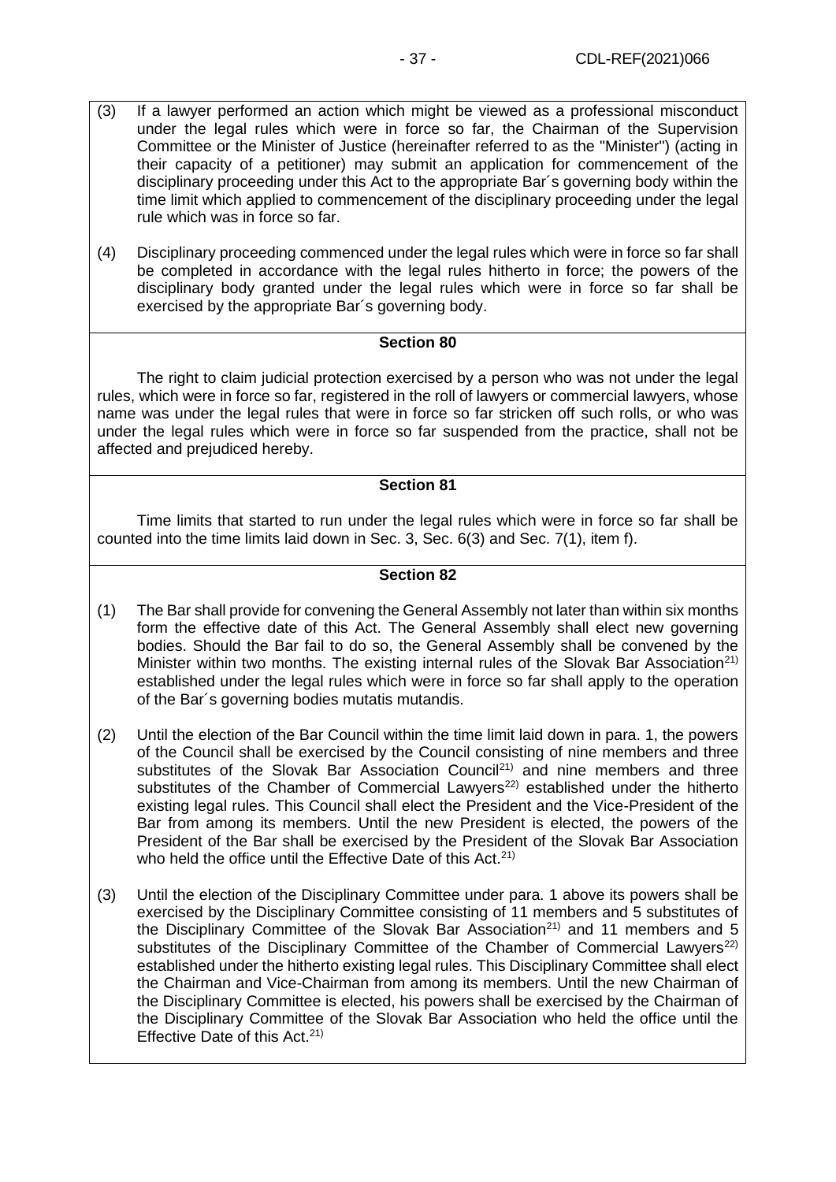(3) If a lawyer performed an action which might be viewed as a professional misconduct under the legal rules which were in force so far, the Chairman of the Supervision Committee or the Minister of Justice (hereinafter referred to as the "Minister") (acting in their capacity of a petitioner) may submit an application for commencement of the disciplinary proceeding under this Act to the appropriate Bar´s governing body within the time limit which applied to commencement of the disciplinary proceeding under the legal rule which was in force so far.

(4) Disciplinary proceeding commenced under the legal rules which were in force so far shall be completed in accordance with the legal rules hitherto in force; the powers of the disciplinary body granted under the legal rules which were in force so far shall be exercised by the appropriate Bar´s governing body.

### Section 80

The right to claim judicial protection exercised by a person who was not under the legal rules, which were in force so far, registered in the roll of lawyers or commercial lawyers, whose name was under the legal rules that were in force so far stricken off such rolls, or who was under the legal rules which were in force so far suspended from the practice, shall not be affected and prejudiced hereby.

### Section 81

Time limits that started to run under the legal rules which were in force so far shall be counted into the time limits laid down in Sec. 3, Sec. 6(3) and Sec. 7(1), item f).

### Section 82

(1) The Bar shall provide for convening the General Assembly not later than within six months form the effective date of this Act. The General Assembly shall elect new governing bodies. Should the Bar fail to do so, the General Assembly shall be convened by the Minister within two months. The existing internal rules of the Slovak Bar Association[21)] established under the legal rules which were in force so far shall apply to the operation of the Bar´s governing bodies mutatis mutandis.

(2) Until the election of the Bar Council within the time limit laid down in para. 1, the powers of the Council shall be exercised by the Council consisting of nine members and three substitutes of the Slovak Bar Association Council[21)] and nine members and three substitutes of the Chamber of Commercial Lawyers[22)] established under the hitherto existing legal rules. This Council shall elect the President and the Vice-President of the Bar from among its members. Until the new President is elected, the powers of the President of the Bar shall be exercised by the President of the Slovak Bar Association who held the office until the Effective Date of this Act.[21)]

(3) Until the election of the Disciplinary Committee under para. 1 above its powers shall be exercised by the Disciplinary Committee consisting of 11 members and 5 substitutes of the Disciplinary Committee of the Slovak Bar Association[21)] and 11 members and 5 substitutes of the Disciplinary Committee of the Chamber of Commercial Lawyers[22)] established under the hitherto existing legal rules. This Disciplinary Committee shall elect the Chairman and Vice-Chairman from among its members. Until the new Chairman of the Disciplinary Committee is elected, his powers shall be exercised by the Chairman of the Disciplinary Committee of the Slovak Bar Association who held the office until the Effective Date of this Act.[21)]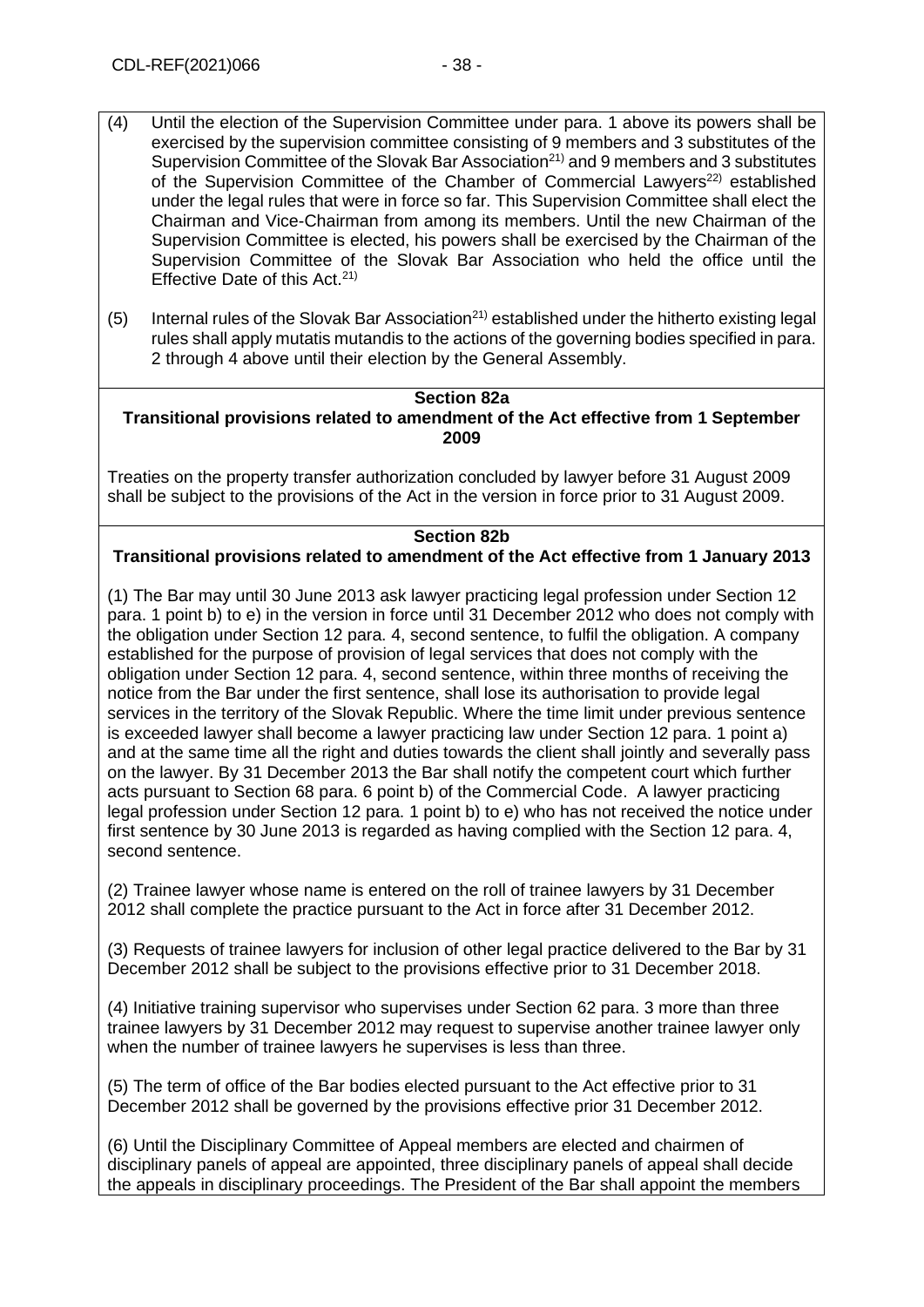(4) Until the election of the Supervision Committee under para. 1 above its powers shall be exercised by the supervision committee consisting of 9 members and 3 substitutes of the Supervision Committee of the Slovak Bar Association[21)] and 9 members and 3 substitutes of the Supervision Committee of the Chamber of Commercial Lawyers[22)] established under the legal rules that were in force so far. This Supervision Committee shall elect the Chairman and Vice-Chairman from among its members. Until the new Chairman of the Supervision Committee is elected, his powers shall be exercised by the Chairman of the Supervision Committee of the Slovak Bar Association who held the office until the Effective Date of this Act.[21)]

(5) Internal rules of the Slovak Bar Association[21)] established under the hitherto existing legal rules shall apply mutatis mutandis to the actions of the governing bodies specified in para. 2 through 4 above until their election by the General Assembly.

**Section 82a**
**Transitional provisions related to amendment of the Act effective from 1 September 2009**

Treaties on the property transfer authorization concluded by lawyer before 31 August 2009 shall be subject to the provisions of the Act in the version in force prior to 31 August 2009.

**Section 82b**
**Transitional provisions related to amendment of the Act effective from 1 January 2013**

(1) The Bar may until 30 June 2013 ask lawyer practicing legal profession under Section 12 para. 1 point b) to e) in the version in force until 31 December 2012 who does not comply with the obligation under Section 12 para. 4, second sentence, to fulfil the obligation. A company established for the purpose of provision of legal services that does not comply with the obligation under Section 12 para. 4, second sentence, within three months of receiving the notice from the Bar under the first sentence, shall lose its authorisation to provide legal services in the territory of the Slovak Republic. Where the time limit under previous sentence is exceeded lawyer shall become a lawyer practicing law under Section 12 para. 1 point a) and at the same time all the right and duties towards the client shall jointly and severally pass on the lawyer. By 31 December 2013 the Bar shall notify the competent court which further acts pursuant to Section 68 para. 6 point b) of the Commercial Code. A lawyer practicing legal profession under Section 12 para. 1 point b) to e) who has not received the notice under first sentence by 30 June 2013 is regarded as having complied with the Section 12 para. 4, second sentence.

(2) Trainee lawyer whose name is entered on the roll of trainee lawyers by 31 December 2012 shall complete the practice pursuant to the Act in force after 31 December 2012.

(3) Requests of trainee lawyers for inclusion of other legal practice delivered to the Bar by 31 December 2012 shall be subject to the provisions effective prior to 31 December 2018.

(4) Initiative training supervisor who supervises under Section 62 para. 3 more than three trainee lawyers by 31 December 2012 may request to supervise another trainee lawyer only when the number of trainee lawyers he supervises is less than three.

(5) The term of office of the Bar bodies elected pursuant to the Act effective prior to 31 December 2012 shall be governed by the provisions effective prior 31 December 2012.

(6) Until the Disciplinary Committee of Appeal members are elected and chairmen of disciplinary panels of appeal are appointed, three disciplinary panels of appeal shall decide the appeals in disciplinary proceedings. The President of the Bar shall appoint the members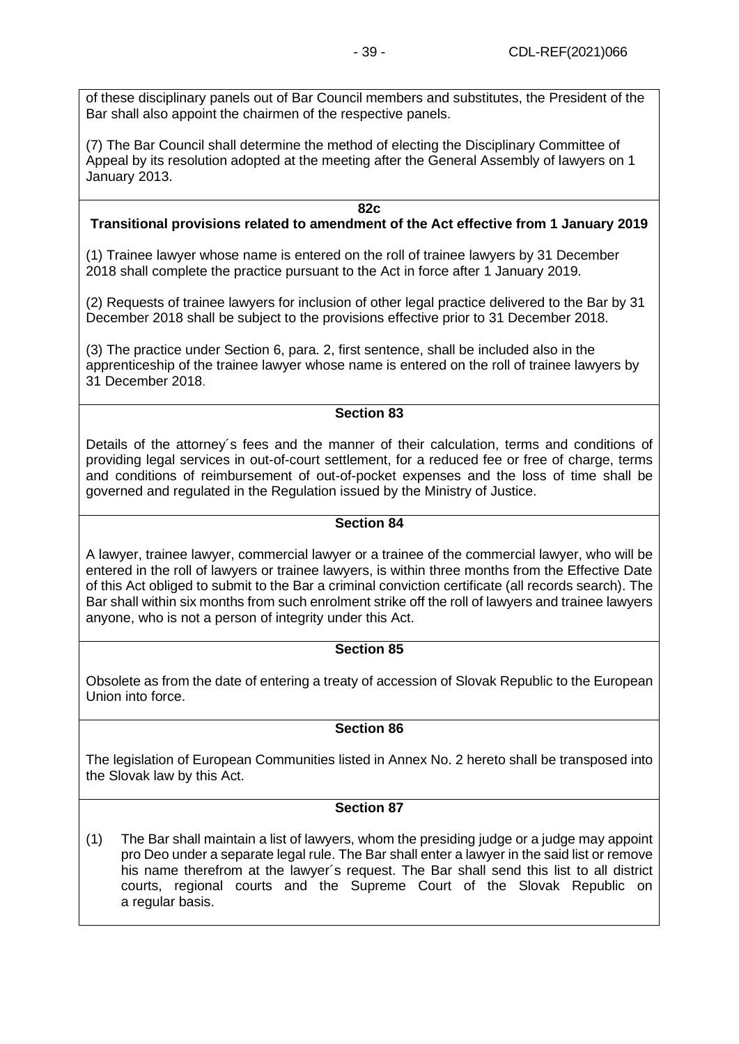of these disciplinary panels out of Bar Council members and substitutes, the President of the Bar shall also appoint the chairmen of the respective panels.

(7) The Bar Council shall determine the method of electing the Disciplinary Committee of Appeal by its resolution adopted at the meeting after the General Assembly of lawyers on 1 January 2013.

**82c**

**Transitional provisions related to amendment of the Act effective from 1 January 2019**

(1) Trainee lawyer whose name is entered on the roll of trainee lawyers by 31 December 2018 shall complete the practice pursuant to the Act in force after 1 January 2019.

(2) Requests of trainee lawyers for inclusion of other legal practice delivered to the Bar by 31 December 2018 shall be subject to the provisions effective prior to 31 December 2018.

(3) The practice under Section 6, para. 2, first sentence, shall be included also in the apprenticeship of the trainee lawyer whose name is entered on the roll of trainee lawyers by 31 December 2018.

**Section 83**

Details of the attorney´s fees and the manner of their calculation, terms and conditions of providing legal services in out-of-court settlement, for a reduced fee or free of charge, terms and conditions of reimbursement of out-of-pocket expenses and the loss of time shall be governed and regulated in the Regulation issued by the Ministry of Justice.

**Section 84**

A lawyer, trainee lawyer, commercial lawyer or a trainee of the commercial lawyer, who will be entered in the roll of lawyers or trainee lawyers, is within three months from the Effective Date of this Act obliged to submit to the Bar a criminal conviction certificate (all records search). The Bar shall within six months from such enrolment strike off the roll of lawyers and trainee lawyers anyone, who is not a person of integrity under this Act.

**Section 85**

Obsolete as from the date of entering a treaty of accession of Slovak Republic to the European Union into force.

**Section 86**

The legislation of European Communities listed in Annex No. 2 hereto shall be transposed into the Slovak law by this Act.

**Section 87**

(1) The Bar shall maintain a list of lawyers, whom the presiding judge or a judge may appoint pro Deo under a separate legal rule. The Bar shall enter a lawyer in the said list or remove his name therefrom at the lawyer´s request. The Bar shall send this list to all district courts, regional courts and the Supreme Court of the Slovak Republic on a regular basis.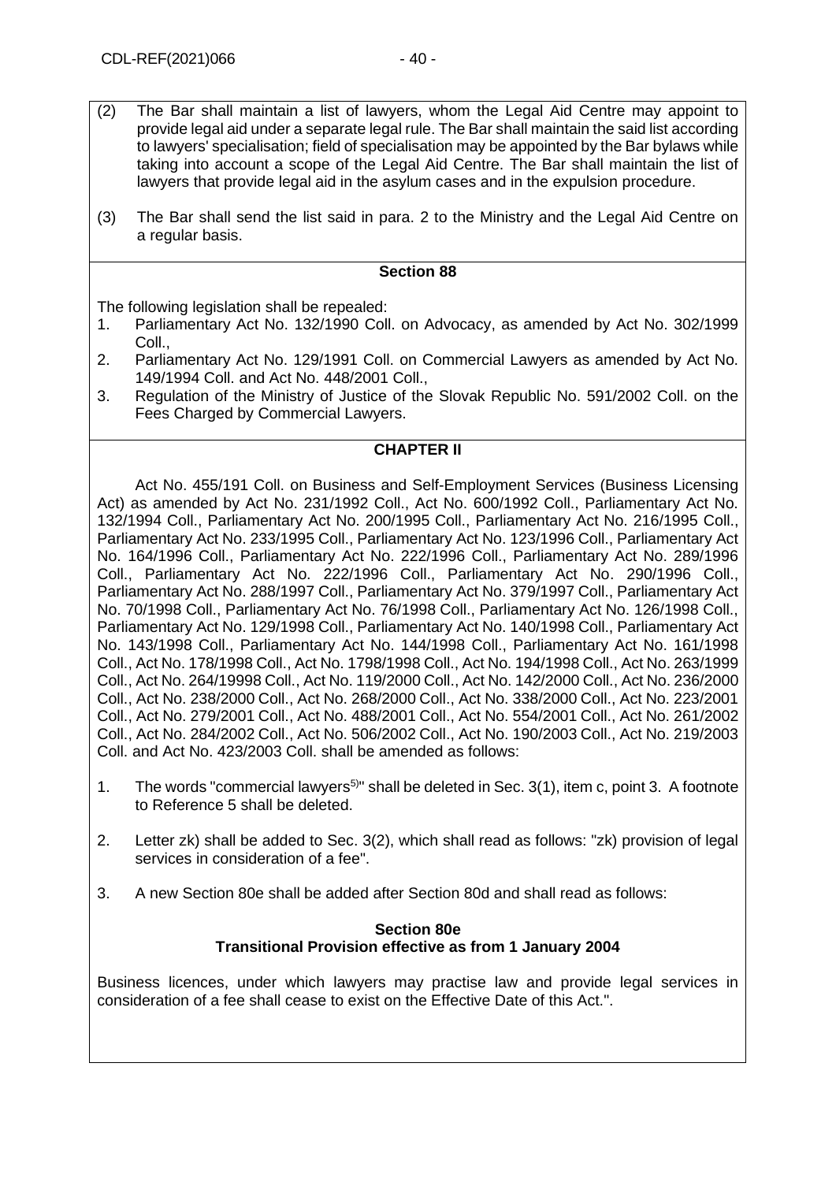(2) The Bar shall maintain a list of lawyers, whom the Legal Aid Centre may appoint to provide legal aid under a separate legal rule. The Bar shall maintain the said list according to lawyers' specialisation; field of specialisation may be appointed by the Bar bylaws while taking into account a scope of the Legal Aid Centre. The Bar shall maintain the list of lawyers that provide legal aid in the asylum cases and in the expulsion procedure.

(3) The Bar shall send the list said in para. 2 to the Ministry and the Legal Aid Centre on a regular basis.

**Section 88**

The following legislation shall be repealed:

1. Parliamentary Act No. 132/1990 Coll. on Advocacy, as amended by Act No. 302/1999 Coll.,
2. Parliamentary Act No. 129/1991 Coll. on Commercial Lawyers as amended by Act No. 149/1994 Coll. and Act No. 448/2001 Coll.,
3. Regulation of the Ministry of Justice of the Slovak Republic No. 591/2002 Coll. on the Fees Charged by Commercial Lawyers.

**CHAPTER II**

Act No. 455/191 Coll. on Business and Self-Employment Services (Business Licensing Act) as amended by Act No. 231/1992 Coll., Act No. 600/1992 Coll., Parliamentary Act No. 132/1994 Coll., Parliamentary Act No. 200/1995 Coll., Parliamentary Act No. 216/1995 Coll., Parliamentary Act No. 233/1995 Coll., Parliamentary Act No. 123/1996 Coll., Parliamentary Act No. 164/1996 Coll., Parliamentary Act No. 222/1996 Coll., Parliamentary Act No. 289/1996 Coll., Parliamentary Act No. 222/1996 Coll., Parliamentary Act No. 290/1996 Coll., Parliamentary Act No. 288/1997 Coll., Parliamentary Act No. 379/1997 Coll., Parliamentary Act No. 70/1998 Coll., Parliamentary Act No. 76/1998 Coll., Parliamentary Act No. 126/1998 Coll., Parliamentary Act No. 129/1998 Coll., Parliamentary Act No. 140/1998 Coll., Parliamentary Act No. 143/1998 Coll., Parliamentary Act No. 144/1998 Coll., Parliamentary Act No. 161/1998 Coll., Act No. 178/1998 Coll., Act No. 1798/1998 Coll., Act No. 194/1998 Coll., Act No. 263/1999 Coll., Act No. 264/19998 Coll., Act No. 119/2000 Coll., Act No. 142/2000 Coll., Act No. 236/2000 Coll., Act No. 238/2000 Coll., Act No. 268/2000 Coll., Act No. 338/2000 Coll., Act No. 223/2001 Coll., Act No. 279/2001 Coll., Act No. 488/2001 Coll., Act No. 554/2001 Coll., Act No. 261/2002 Coll., Act No. 284/2002 Coll., Act No. 506/2002 Coll., Act No. 190/2003 Coll., Act No. 219/2003 Coll. and Act No. 423/2003 Coll. shall be amended as follows:

1. The words "commercial lawyers[5)]" shall be deleted in Sec. 3(1), item c, point 3. A footnote to Reference 5 shall be deleted.

2. Letter zk) shall be added to Sec. 3(2), which shall read as follows: "zk) provision of legal services in consideration of a fee".

3. A new Section 80e shall be added after Section 80d and shall read as follows:

**Section 80e**
**Transitional Provision effective as from 1 January 2004**

Business licences, under which lawyers may practise law and provide legal services in consideration of a fee shall cease to exist on the Effective Date of this Act.".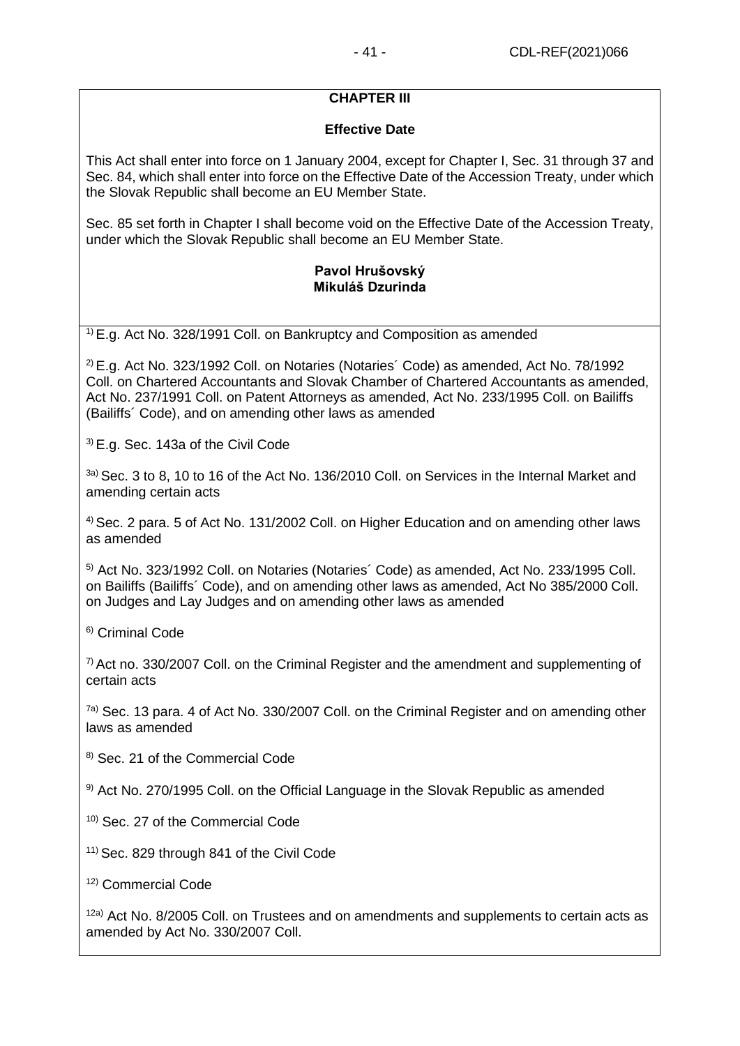## CHAPTER III

### Effective Date

This Act shall enter into force on 1 January 2004, except for Chapter I, Sec. 31 through 37 and Sec. 84, which shall enter into force on the Effective Date of the Accession Treaty, under which the Slovak Republic shall become an EU Member State.

Sec. 85 set forth in Chapter I shall become void on the Effective Date of the Accession Treaty, under which the Slovak Republic shall become an EU Member State.

**Pavol Hrušovský**
**Mikuláš Dzurinda**

[1)] E.g. Act No. 328/1991 Coll. on Bankruptcy and Composition as amended

[2)] E.g. Act No. 323/1992 Coll. on Notaries (Notaries´ Code) as amended, Act No. 78/1992 Coll. on Chartered Accountants and Slovak Chamber of Chartered Accountants as amended, Act No. 237/1991 Coll. on Patent Attorneys as amended, Act No. 233/1995 Coll. on Bailiffs (Bailiffs´ Code), and on amending other laws as amended

[3)] E.g. Sec. 143a of the Civil Code

[3a)] Sec. 3 to 8, 10 to 16 of the Act No. 136/2010 Coll. on Services in the Internal Market and amending certain acts

[4)] Sec. 2 para. 5 of Act No. 131/2002 Coll. on Higher Education and on amending other laws as amended

[5)] Act No. 323/1992 Coll. on Notaries (Notaries´ Code) as amended, Act No. 233/1995 Coll. on Bailiffs (Bailiffs´ Code), and on amending other laws as amended, Act No 385/2000 Coll. on Judges and Lay Judges and on amending other laws as amended

[6)] Criminal Code

[7)] Act no. 330/2007 Coll. on the Criminal Register and the amendment and supplementing of certain acts

[7a)] Sec. 13 para. 4 of Act No. 330/2007 Coll. on the Criminal Register and on amending other laws as amended

[8)] Sec. 21 of the Commercial Code

[9)] Act No. 270/1995 Coll. on the Official Language in the Slovak Republic as amended

[10)] Sec. 27 of the Commercial Code

[11)] Sec. 829 through 841 of the Civil Code

[12)] Commercial Code

[12a)] Act No. 8/2005 Coll. on Trustees and on amendments and supplements to certain acts as amended by Act No. 330/2007 Coll.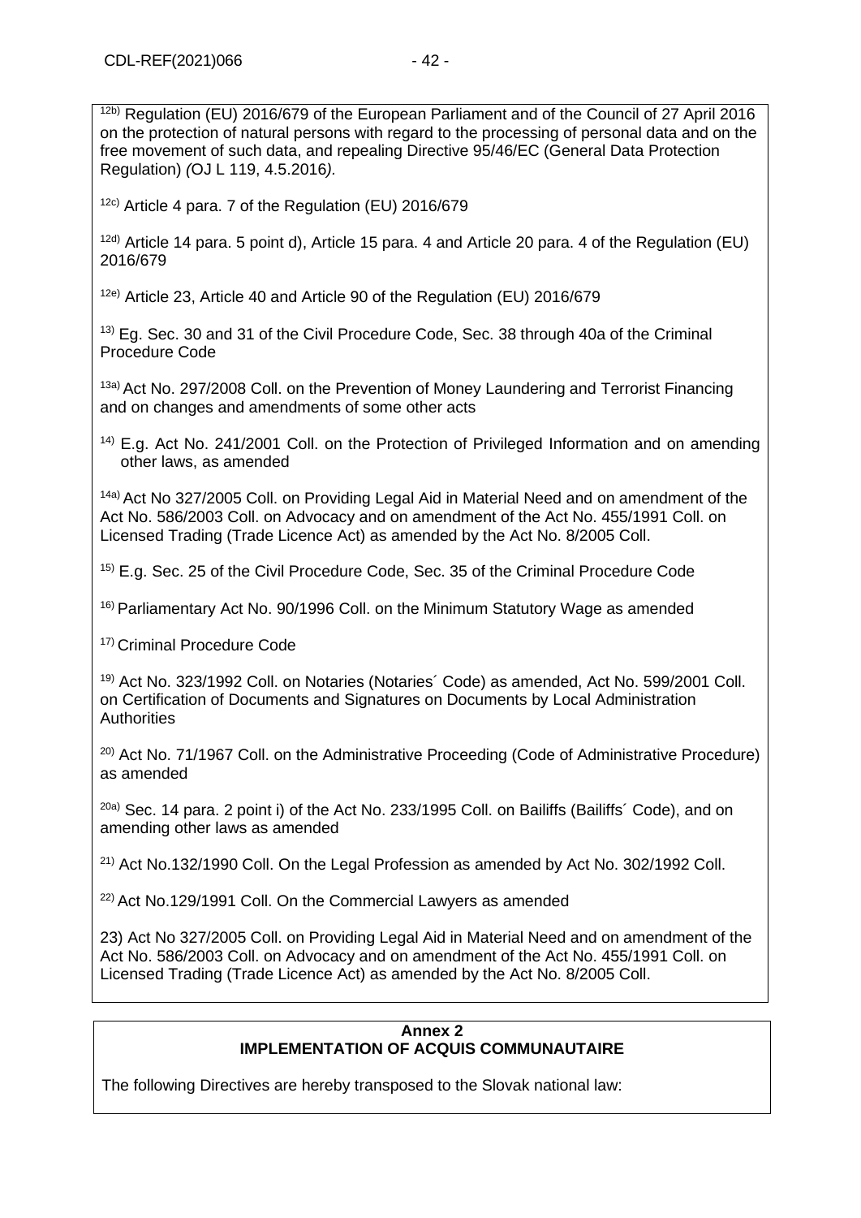[12b)] Regulation (EU) 2016/679 of the European Parliament and of the Council of 27 April 2016 on the protection of natural persons with regard to the processing of personal data and on the free movement of such data, and repealing Directive 95/46/EC (General Data Protection Regulation) *(*OJ L 119, 4.5.2016*)*.

[12c)] Article 4 para. 7 of the Regulation (EU) 2016/679

[12d)] Article 14 para. 5 point d), Article 15 para. 4 and Article 20 para. 4 of the Regulation (EU) 2016/679

[12e)] Article 23, Article 40 and Article 90 of the Regulation (EU) 2016/679

[13)] Eg. Sec. 30 and 31 of the Civil Procedure Code, Sec. 38 through 40a of the Criminal Procedure Code

[13a)] Act No. 297/2008 Coll. on the Prevention of Money Laundering and Terrorist Financing and on changes and amendments of some other acts

[14)] E.g. Act No. 241/2001 Coll. on the Protection of Privileged Information and on amending other laws, as amended

[14a)] Act No 327/2005 Coll. on Providing Legal Aid in Material Need and on amendment of the Act No. 586/2003 Coll. on Advocacy and on amendment of the Act No. 455/1991 Coll. on Licensed Trading (Trade Licence Act) as amended by the Act No. 8/2005 Coll.

[15)] E.g. Sec. 25 of the Civil Procedure Code, Sec. 35 of the Criminal Procedure Code

[16)] Parliamentary Act No. 90/1996 Coll. on the Minimum Statutory Wage as amended

[17)] Criminal Procedure Code

[19)] Act No. 323/1992 Coll. on Notaries (Notaries´ Code) as amended, Act No. 599/2001 Coll. on Certification of Documents and Signatures on Documents by Local Administration Authorities

[20)] Act No. 71/1967 Coll. on the Administrative Proceeding (Code of Administrative Procedure) as amended

[20a)] Sec. 14 para. 2 point i) of the Act No. 233/1995 Coll. on Bailiffs (Bailiffs´ Code), and on amending other laws as amended

[21)] Act No.132/1990 Coll. On the Legal Profession as amended by Act No. 302/1992 Coll.

[22)] Act No.129/1991 Coll. On the Commercial Lawyers as amended

23) Act No 327/2005 Coll. on Providing Legal Aid in Material Need and on amendment of the Act No. 586/2003 Coll. on Advocacy and on amendment of the Act No. 455/1991 Coll. on Licensed Trading (Trade Licence Act) as amended by the Act No. 8/2005 Coll.

## Annex 2
## IMPLEMENTATION OF ACQUIS COMMUNAUTAIRE

The following Directives are hereby transposed to the Slovak national law: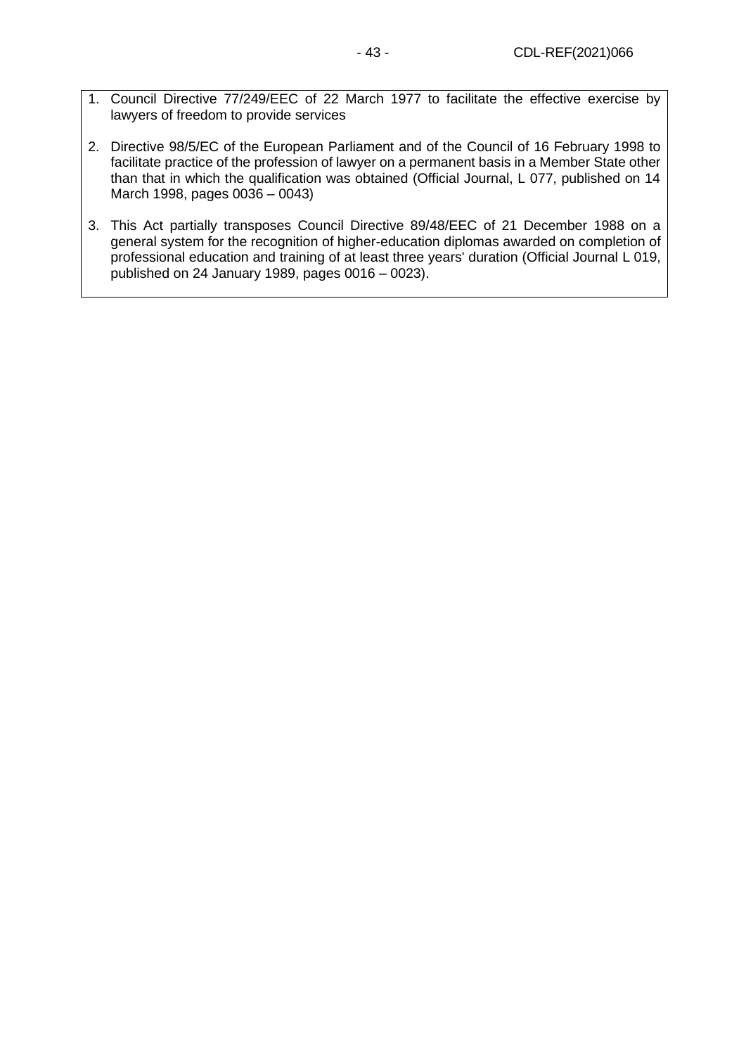1. Council Directive 77/249/EEC of 22 March 1977 to facilitate the effective exercise by lawyers of freedom to provide services

2. Directive 98/5/EC of the European Parliament and of the Council of 16 February 1998 to facilitate practice of the profession of lawyer on a permanent basis in a Member State other than that in which the qualification was obtained (Official Journal, L 077, published on 14 March 1998, pages 0036 – 0043)

3. This Act partially transposes Council Directive 89/48/EEC of 21 December 1988 on a general system for the recognition of higher-education diplomas awarded on completion of professional education and training of at least three years' duration (Official Journal L 019, published on 24 January 1989, pages 0016 – 0023).